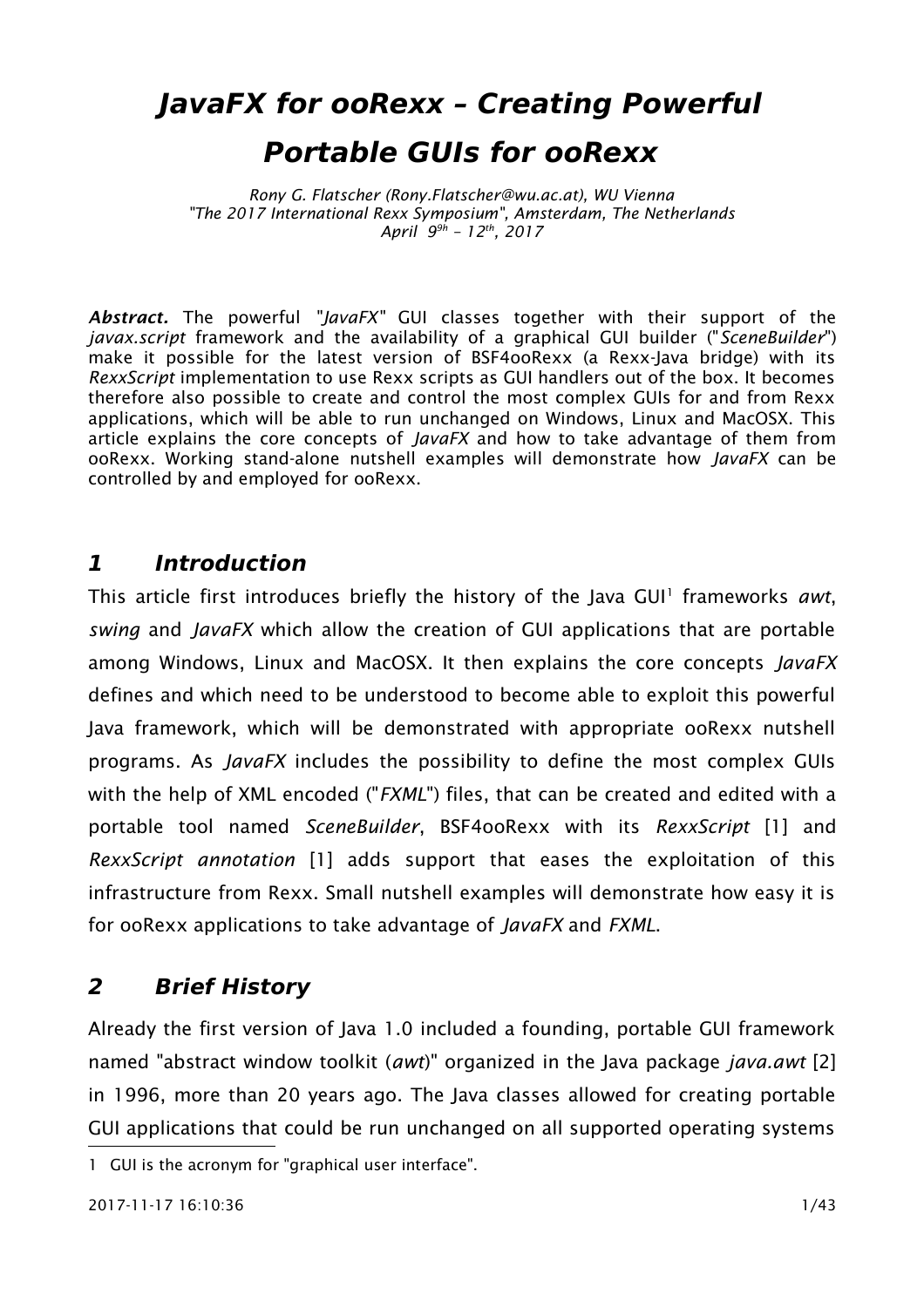# *JavaFX for ooRexx – Creating Powerful Portable GUIs for ooRexx*

*Rony G. Flatscher (Rony.Flatscher@wu.ac.at), WU Vienna*
*"The 2017 International Rexx Symposium", Amsterdam, The Netherlands*
*April 9[9h] – 12[th], 2017*

***Abstract.*** The powerful "*JavaFX*" GUI classes together with their support of the *javax.script* framework and the availability of a graphical GUI builder ("*SceneBuilder*") make it possible for the latest version of BSF4ooRexx (a Rexx-Java bridge) with its *RexxScript* implementation to use Rexx scripts as GUI handlers out of the box. It becomes therefore also possible to create and control the most complex GUIs for and from Rexx applications, which will be able to run unchanged on Windows, Linux and MacOSX. This article explains the core concepts of *JavaFX* and how to take advantage of them from ooRexx. Working stand-alone nutshell examples will demonstrate how *JavaFX* can be controlled by and employed for ooRexx.

## *1 Introduction*

This article first introduces briefly the history of the Java GUI[1] frameworks *awt*, *swing* and *JavaFX* which allow the creation of GUI applications that are portable among Windows, Linux and MacOSX. It then explains the core concepts *JavaFX* defines and which need to be understood to become able to exploit this powerful Java framework, which will be demonstrated with appropriate ooRexx nutshell programs. As *JavaFX* includes the possibility to define the most complex GUIs with the help of XML encoded ("*FXML*") files, that can be created and edited with a portable tool named *SceneBuilder*, BSF4ooRexx with its *RexxScript* [1] and *RexxScript annotation* [1] adds support that eases the exploitation of this infrastructure from Rexx. Small nutshell examples will demonstrate how easy it is for ooRexx applications to take advantage of *JavaFX* and *FXML*.

## *2 Brief History*

Already the first version of Java 1.0 included a founding, portable GUI framework named "abstract window toolkit (*awt*)" organized in the Java package *java.awt* [2] in 1996, more than 20 years ago. The Java classes allowed for creating portable GUI applications that could be run unchanged on all supported operating systems

1 GUI is the acronym for "graphical user interface".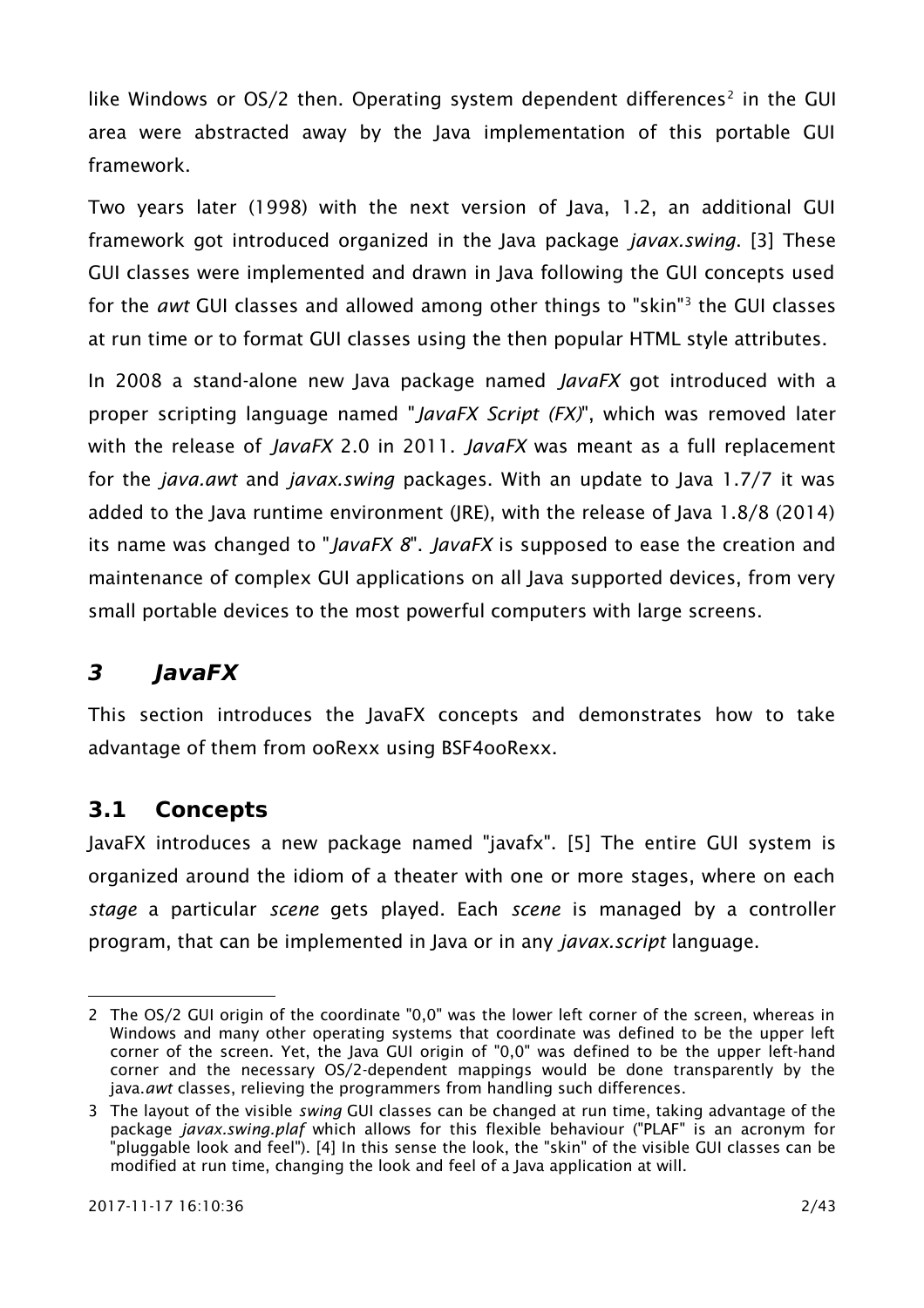like Windows or OS/2 then. Operating system dependent differences[2] in the GUI area were abstracted away by the Java implementation of this portable GUI framework.

Two years later (1998) with the next version of Java, 1.2, an additional GUI framework got introduced organized in the Java package *javax.swing*. [3] These GUI classes were implemented and drawn in Java following the GUI concepts used for the *awt* GUI classes and allowed among other things to "skin"[3] the GUI classes at run time or to format GUI classes using the then popular HTML style attributes.

In 2008 a stand-alone new Java package named *JavaFX* got introduced with a proper scripting language named "*JavaFX Script (FX)*", which was removed later with the release of *JavaFX* 2.0 in 2011. *JavaFX* was meant as a full replacement for the *java.awt* and *javax.swing* packages. With an update to Java 1.7/7 it was added to the Java runtime environment (JRE), with the release of Java 1.8/8 (2014) its name was changed to "*JavaFX 8*". *JavaFX* is supposed to ease the creation and maintenance of complex GUI applications on all Java supported devices, from very small portable devices to the most powerful computers with large screens.

# *3 JavaFX*

This section introduces the JavaFX concepts and demonstrates how to take advantage of them from ooRexx using BSF4ooRexx.

## 3.1 Concepts

JavaFX introduces a new package named "javafx". [5] The entire GUI system is organized around the idiom of a theater with one or more stages, where on each *stage* a particular *scene* gets played. Each *scene* is managed by a controller program, that can be implemented in Java or in any *javax.script* language.

---

2 The OS/2 GUI origin of the coordinate "0,0" was the lower left corner of the screen, whereas in Windows and many other operating systems that coordinate was defined to be the upper left corner of the screen. Yet, the Java GUI origin of "0,0" was defined to be the upper left-hand corner and the necessary OS/2-dependent mappings would be done transparently by the java.*awt* classes, relieving the programmers from handling such differences.

3 The layout of the visible *swing* GUI classes can be changed at run time, taking advantage of the package *javax.swing.plaf* which allows for this flexible behaviour ("PLAF" is an acronym for "pluggable look and feel"). [4] In this sense the look, the "skin" of the visible GUI classes can be modified at run time, changing the look and feel of a Java application at will.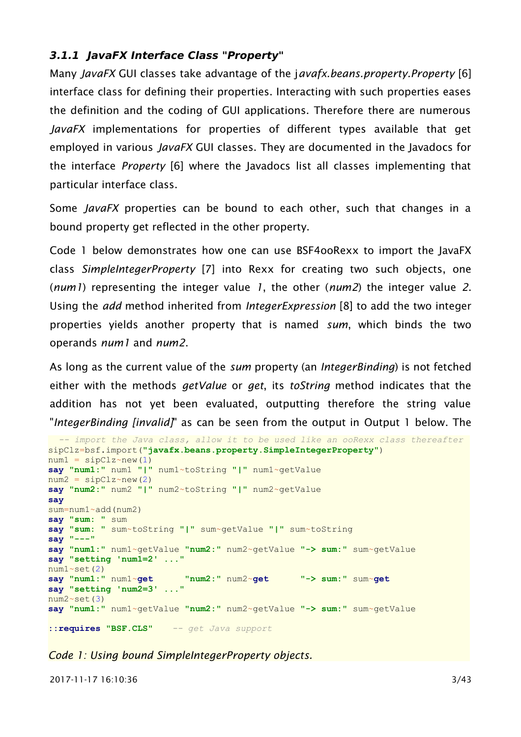### *3.1.1 JavaFX Interface Class "Property"*

Many *JavaFX* GUI classes take advantage of the *javafx.beans.property.Property* [6] interface class for defining their properties. Interacting with such properties eases the definition and the coding of GUI applications. Therefore there are numerous *JavaFX* implementations for properties of different types available that get employed in various *JavaFX* GUI classes. They are documented in the Javadocs for the interface *Property* [6] where the Javadocs list all classes implementing that particular interface class.

Some *JavaFX* properties can be bound to each other, such that changes in a bound property get reflected in the other property.

Code 1 below demonstrates how one can use BSF4ooRexx to import the JavaFX class *SimpleIntegerProperty* [7] into Rexx for creating two such objects, one (*num1*) representing the integer value *1*, the other (*num2*) the integer value *2*. Using the *add* method inherited from *IntegerExpression* [8] to add the two integer properties yields another property that is named *sum*, which binds the two operands *num1* and *num2*.

As long as the current value of the *sum* property (an *IntegerBinding*) is not fetched either with the methods *getValue* or *get*, its *toString* method indicates that the addition has not yet been evaluated, outputting therefore the string value "*IntegerBinding [invalid]*" as can be seen from the output in Output 1 below. The

```
  -- import the Java class, allow it to be used like an ooRexx class thereafter
sipClz=bsf.import("javafx.beans.property.SimpleIntegerProperty")
num1 = sipClz~new(1)
say "num1:" num1 "|" num1~toString "|" num1~getValue
num2 = sipClz~new(2)
say "num2:" num2 "|" num2~toString "|" num2~getValue
say
sum=num1~add(num2)
say "sum: " sum
say "sum: " sum~toString "|" sum~getValue "|" sum~toString
say "---"
say "num1:" num1~getValue "num2:" num2~getValue "-> sum:" sum~getValue
say "setting 'num1=2' ..."
num1~set(2)
say "num1:" num1~get      "num2:" num2~get      "-> sum:" sum~get
say "setting 'num2=3' ..."
num2~set(3)
say "num1:" num1~getValue "num2:" num2~getValue "-> sum:" sum~getValue

::requires "BSF.CLS"    -- get Java support
```

*Code 1: Using bound SimpleIntegerProperty objects.*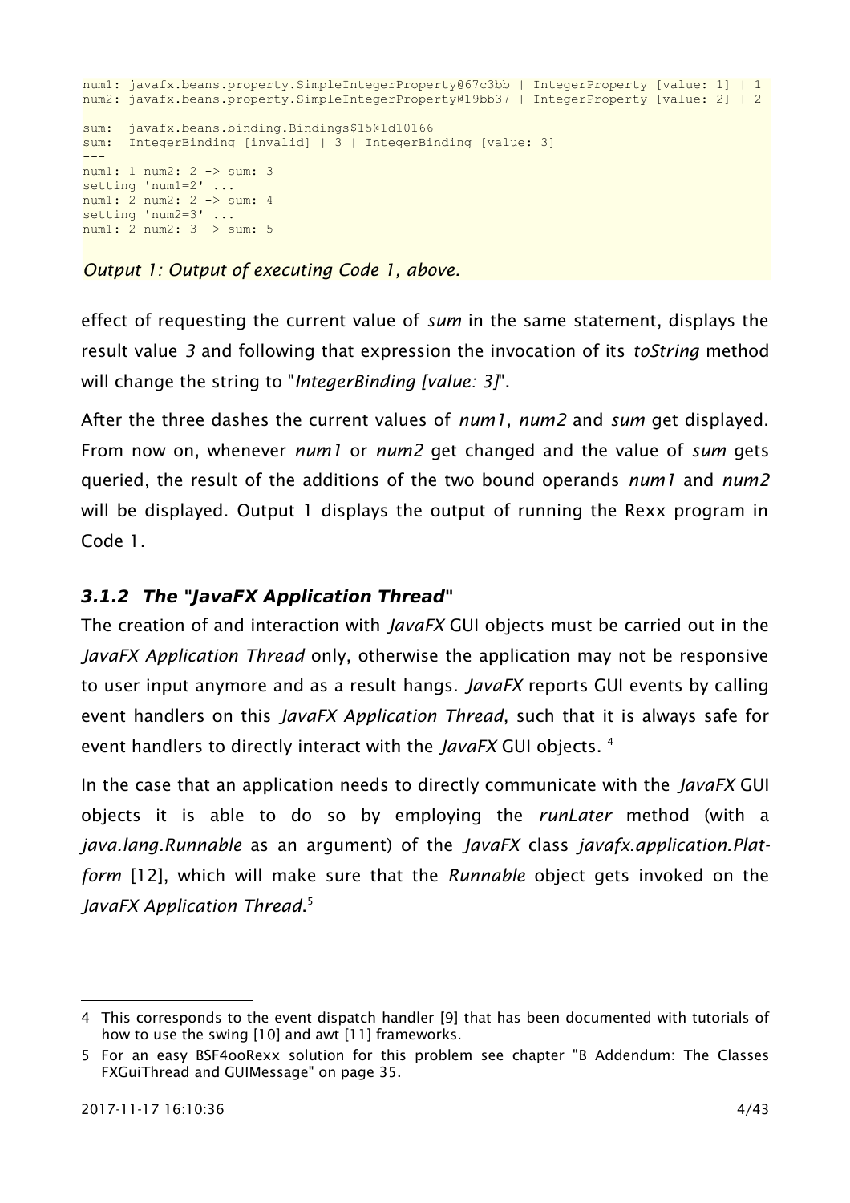```
num1: javafx.beans.property.SimpleIntegerProperty@67c3bb | IntegerProperty [value: 1] | 1
num2: javafx.beans.property.SimpleIntegerProperty@19bb37 | IntegerProperty [value: 2] | 2

sum:  javafx.beans.binding.Bindings$15@1d10166
sum:  IntegerBinding [invalid] | 3 | IntegerBinding [value: 3]
---
num1: 1 num2: 2 -> sum: 3
setting 'num1=2' ...
num1: 2 num2: 2 -> sum: 4
setting 'num2=3' ...
num1: 2 num2: 3 -> sum: 5
```

*Output 1: Output of executing Code 1, above.*

effect of requesting the current value of *sum* in the same statement, displays the result value *3* and following that expression the invocation of its *toString* method will change the string to "*IntegerBinding [value: 3]*".

After the three dashes the current values of *num1*, *num2* and *sum* get displayed. From now on, whenever *num1* or *num2* get changed and the value of *sum* gets queried, the result of the additions of the two bound operands *num1* and *num2* will be displayed. Output 1 displays the output of running the Rexx program in Code 1.

### *3.1.2 The "JavaFX Application Thread"*

The creation of and interaction with *JavaFX* GUI objects must be carried out in the *JavaFX Application Thread* only, otherwise the application may not be responsive to user input anymore and as a result hangs. *JavaFX* reports GUI events by calling event handlers on this *JavaFX Application Thread*, such that it is always safe for event handlers to directly interact with the *JavaFX* GUI objects. [4]

In the case that an application needs to directly communicate with the *JavaFX* GUI objects it is able to do so by employing the *runLater* method (with a *java.lang.Runnable* as an argument) of the *JavaFX* class *javafx.application.Platform* [12], which will make sure that the *Runnable* object gets invoked on the *JavaFX Application Thread*.[5]

---

4 This corresponds to the event dispatch handler [9] that has been documented with tutorials of how to use the swing [10] and awt [11] frameworks.

5 For an easy BSF4ooRexx solution for this problem see chapter "B Addendum: The Classes FXGuiThread and GUIMessage" on page 35.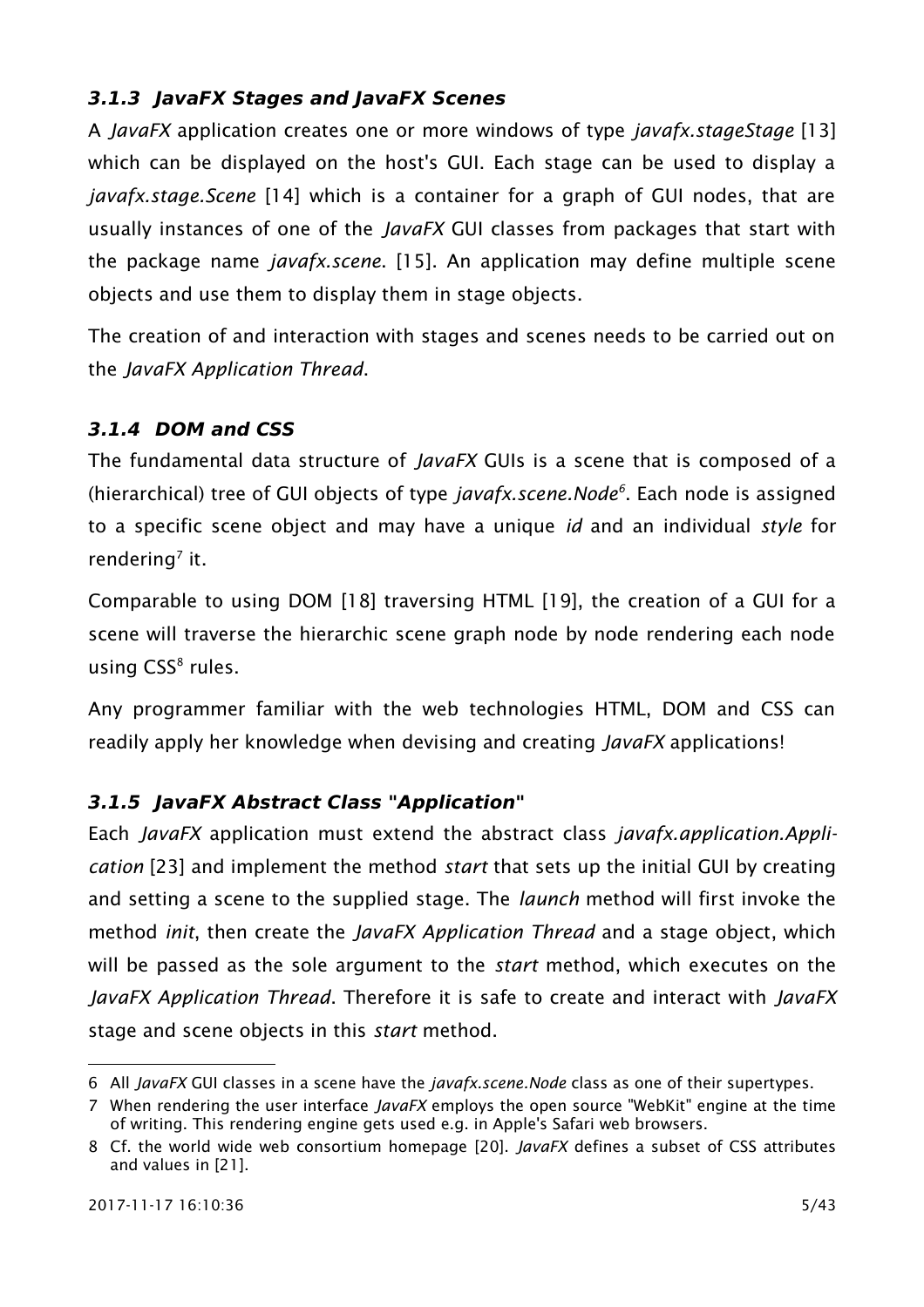### *3.1.3 JavaFX Stages and JavaFX Scenes*

A *JavaFX* application creates one or more windows of type *javafx.stageStage* [13] which can be displayed on the host's GUI. Each stage can be used to display a *javafx.stage.Scene* [14] which is a container for a graph of GUI nodes, that are usually instances of one of the *JavaFX* GUI classes from packages that start with the package name *javafx.scene*. [15]. An application may define multiple scene objects and use them to display them in stage objects.

The creation of and interaction with stages and scenes needs to be carried out on the *JavaFX Application Thread*.

### *3.1.4 DOM and CSS*

The fundamental data structure of *JavaFX* GUIs is a scene that is composed of a (hierarchical) tree of GUI objects of type *javafx.scene.Node*[6]. Each node is assigned to a specific scene object and may have a unique *id* and an individual *style* for rendering[7] it.

Comparable to using DOM [18] traversing HTML [19], the creation of a GUI for a scene will traverse the hierarchic scene graph node by node rendering each node using CSS[8] rules.

Any programmer familiar with the web technologies HTML, DOM and CSS can readily apply her knowledge when devising and creating *JavaFX* applications!

### *3.1.5 JavaFX Abstract Class "Application"*

Each *JavaFX* application must extend the abstract class *javafx.application.Application* [23] and implement the method *start* that sets up the initial GUI by creating and setting a scene to the supplied stage. The *launch* method will first invoke the method *init*, then create the *JavaFX Application Thread* and a stage object, which will be passed as the sole argument to the *start* method, which executes on the *JavaFX Application Thread*. Therefore it is safe to create and interact with *JavaFX* stage and scene objects in this *start* method.

---

6 All *JavaFX* GUI classes in a scene have the *javafx.scene.Node* class as one of their supertypes.

7 When rendering the user interface *JavaFX* employs the open source "WebKit" engine at the time of writing. This rendering engine gets used e.g. in Apple's Safari web browsers.

8 Cf. the world wide web consortium homepage [20]. *JavaFX* defines a subset of CSS attributes and values in [21].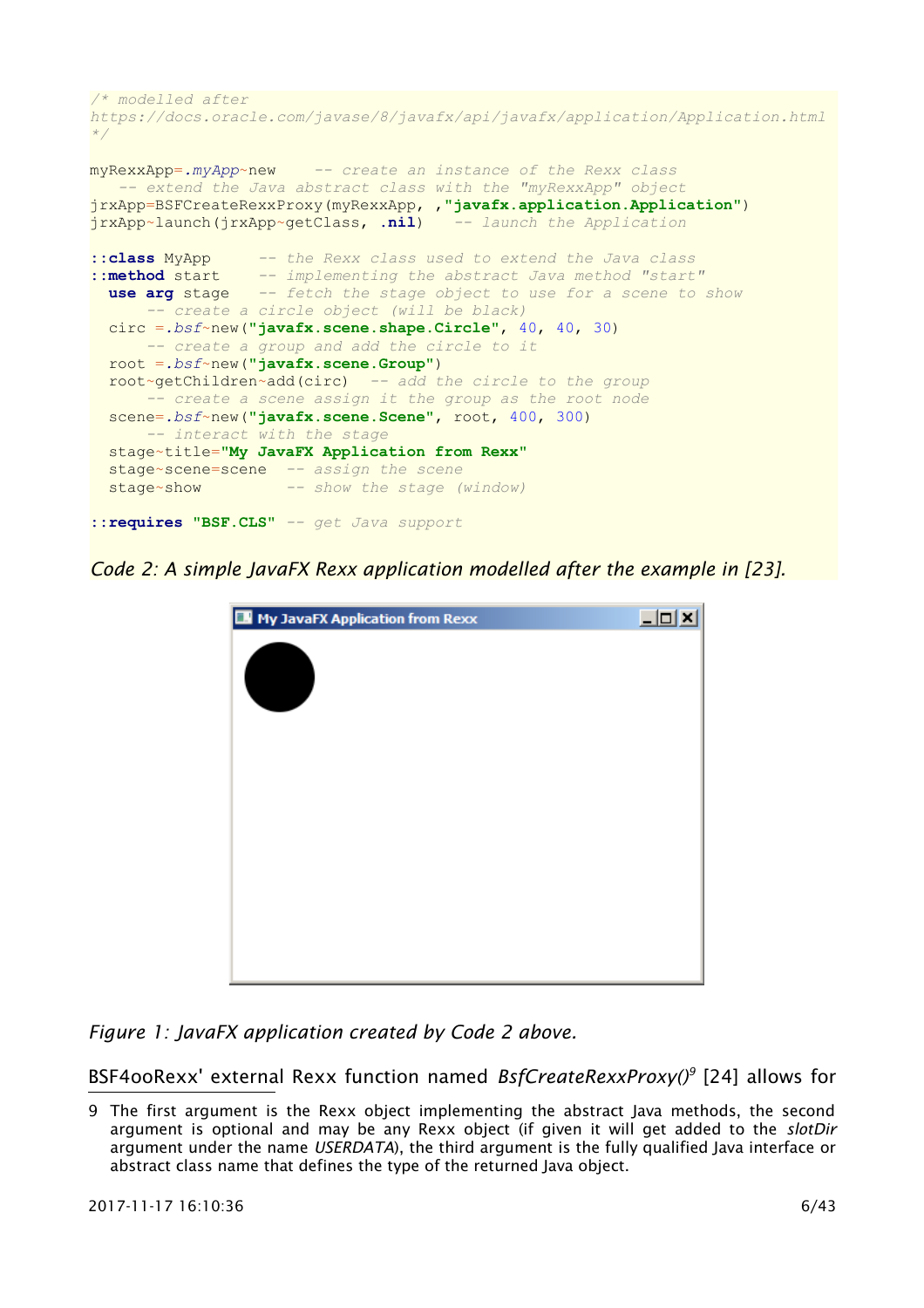```
/* modelled after
https://docs.oracle.com/javase/8/javafx/api/javafx/application/Application.html
*/

myRexxApp=.myApp~new    -- create an instance of the Rexx class
   -- extend the Java abstract class with the "myRexxApp" object
jrxApp=BSFCreateRexxProxy(myRexxApp, ,"javafx.application.Application")
jrxApp~launch(jrxApp~getClass, .nil)   -- launch the Application

::class MyApp      -- the Rexx class used to extend the Java class
::method start     -- implementing the abstract Java method "start"
  use arg stage    -- fetch the stage object to use for a scene to show
      -- create a circle object (will be black)
  circ =.bsf~new("javafx.scene.shape.Circle", 40, 40, 30)
      -- create a group and add the circle to it
  root =.bsf~new("javafx.scene.Group")
  root~getChildren~add(circ)  -- add the circle to the group
      -- create a scene assign it the group as the root node
  scene=.bsf~new("javafx.scene.Scene", root, 400, 300)
      -- interact with the stage
  stage~title="My JavaFX Application from Rexx"
  stage~scene=scene   -- assign the scene
  stage~show          -- show the stage (window)

::requires "BSF.CLS" -- get Java support
```

*Code 2: A simple JavaFX Rexx application modelled after the example in [23].*

*Figure 1: JavaFX application created by Code 2 above.*

BSF4ooRexx' external Rexx function named *BsfCreateRexxProxy()*[9] [24] allows for

9 The first argument is the Rexx object implementing the abstract Java methods, the second argument is optional and may be any Rexx object (if given it will get added to the *slotDir* argument under the name *USERDATA*), the third argument is the fully qualified Java interface or abstract class name that defines the type of the returned Java object.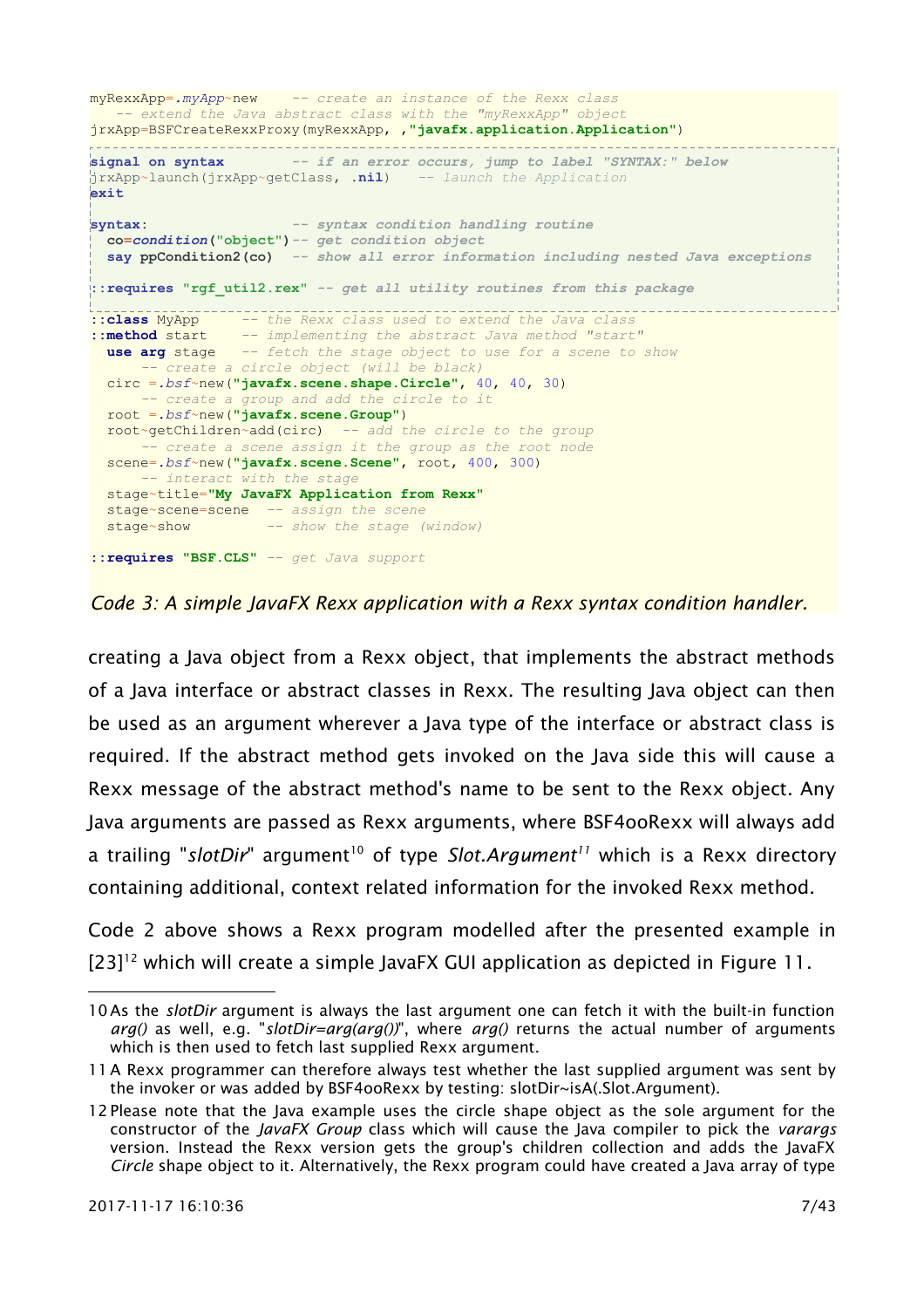```
myRexxApp=.myApp~new    -- create an instance of the Rexx class
   -- extend the Java abstract class with the "myRexxApp" object
jrxApp=BSFCreateRexxProxy(myRexxApp, ,"javafx.application.Application")

signal on syntax         -- if an error occurs, jump to label "SYNTAX:" below
jrxApp~launch(jrxApp~getClass, .nil)    -- launch the Application
exit

syntax:                  -- syntax condition handling routine
  co=condition("object")-- get condition object
  say ppCondition2(co)  -- show all error information including nested Java exceptions

::requires "rgf_util2.rex" -- get all utility routines from this package

::class MyApp        -- the Rexx class used to extend the Java class
::method start       -- implementing the abstract Java method "start"
  use arg stage      -- fetch the stage object to use for a scene to show
      -- create a circle object (will be black)
  circ =.bsf~new("javafx.scene.shape.Circle", 40, 40, 30)
      -- create a group and add the circle to it
  root =.bsf~new("javafx.scene.Group")
  root~getChildren~add(circ)   -- add the circle to the group
      -- create a scene assign it the group as the root node
  scene=.bsf~new("javafx.scene.Scene", root, 400, 300)
      -- interact with the stage
  stage~title="My JavaFX Application from Rexx"
  stage~scene=scene   -- assign the scene
  stage~show          -- show the stage (window)

::requires "BSF.CLS" -- get Java support
```

*Code 3: A simple JavaFX Rexx application with a Rexx syntax condition handler.*

creating a Java object from a Rexx object, that implements the abstract methods of a Java interface or abstract classes in Rexx. The resulting Java object can then be used as an argument wherever a Java type of the interface or abstract class is required. If the abstract method gets invoked on the Java side this will cause a Rexx message of the abstract method's name to be sent to the Rexx object. Any Java arguments are passed as Rexx arguments, where BSF4ooRexx will always add a trailing "*slotDir*" argument[10] of type *Slot.Argument*[11] which is a Rexx directory containing additional, context related information for the invoked Rexx method.

Code 2 above shows a Rexx program modelled after the presented example in [23][12] which will create a simple JavaFX GUI application as depicted in Figure 11.

---

10 As the *slotDir* argument is always the last argument one can fetch it with the built-in function *arg()* as well, e.g. "*slotDir=arg(arg())*", where *arg()* returns the actual number of arguments which is then used to fetch last supplied Rexx argument.

11 A Rexx programmer can therefore always test whether the last supplied argument was sent by the invoker or was added by BSF4ooRexx by testing: slotDir~isA(.Slot.Argument).

12 Please note that the Java example uses the circle shape object as the sole argument for the constructor of the *JavaFX Group* class which will cause the Java compiler to pick the *varargs* version. Instead the Rexx version gets the group's children collection and adds the JavaFX *Circle* shape object to it. Alternatively, the Rexx program could have created a Java array of type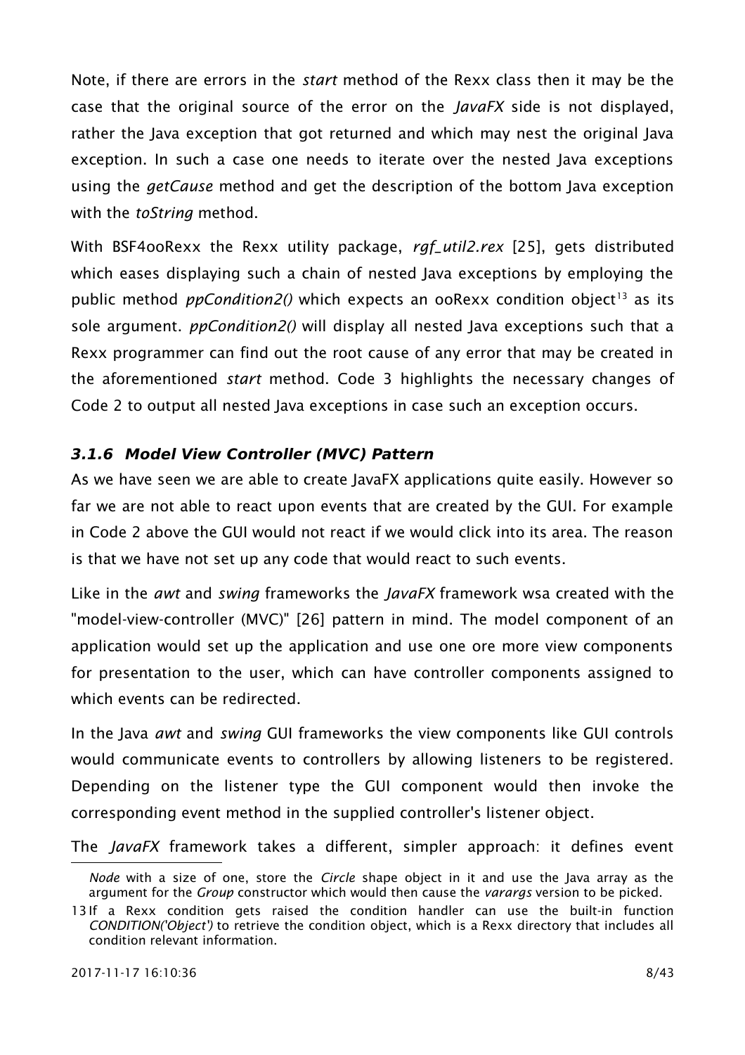Note, if there are errors in the *start* method of the Rexx class then it may be the case that the original source of the error on the *JavaFX* side is not displayed, rather the Java exception that got returned and which may nest the original Java exception. In such a case one needs to iterate over the nested Java exceptions using the *getCause* method and get the description of the bottom Java exception with the *toString* method.

With BSF4ooRexx the Rexx utility package, *rgf_util2.rex* [25], gets distributed which eases displaying such a chain of nested Java exceptions by employing the public method *ppCondition2()* which expects an ooRexx condition object[13] as its sole argument. *ppCondition2()* will display all nested Java exceptions such that a Rexx programmer can find out the root cause of any error that may be created in the aforementioned *start* method. Code 3 highlights the necessary changes of Code 2 to output all nested Java exceptions in case such an exception occurs.

### *3.1.6 Model View Controller (MVC) Pattern*

As we have seen we are able to create JavaFX applications quite easily. However so far we are not able to react upon events that are created by the GUI. For example in Code 2 above the GUI would not react if we would click into its area. The reason is that we have not set up any code that would react to such events.

Like in the *awt* and *swing* frameworks the *JavaFX* framework wsa created with the "model-view-controller (MVC)" [26] pattern in mind. The model component of an application would set up the application and use one ore more view components for presentation to the user, which can have controller components assigned to which events can be redirected.

In the Java *awt* and *swing* GUI frameworks the view components like GUI controls would communicate events to controllers by allowing listeners to be registered. Depending on the listener type the GUI component would then invoke the corresponding event method in the supplied controller's listener object.

The *JavaFX* framework takes a different, simpler approach: it defines event

---

*Node* with a size of one, store the *Circle* shape object in it and use the Java array as the argument for the *Group* constructor which would then cause the *varargs* version to be picked.

13 If a Rexx condition gets raised the condition handler can use the built-in function *CONDITION('Object')* to retrieve the condition object, which is a Rexx directory that includes all condition relevant information.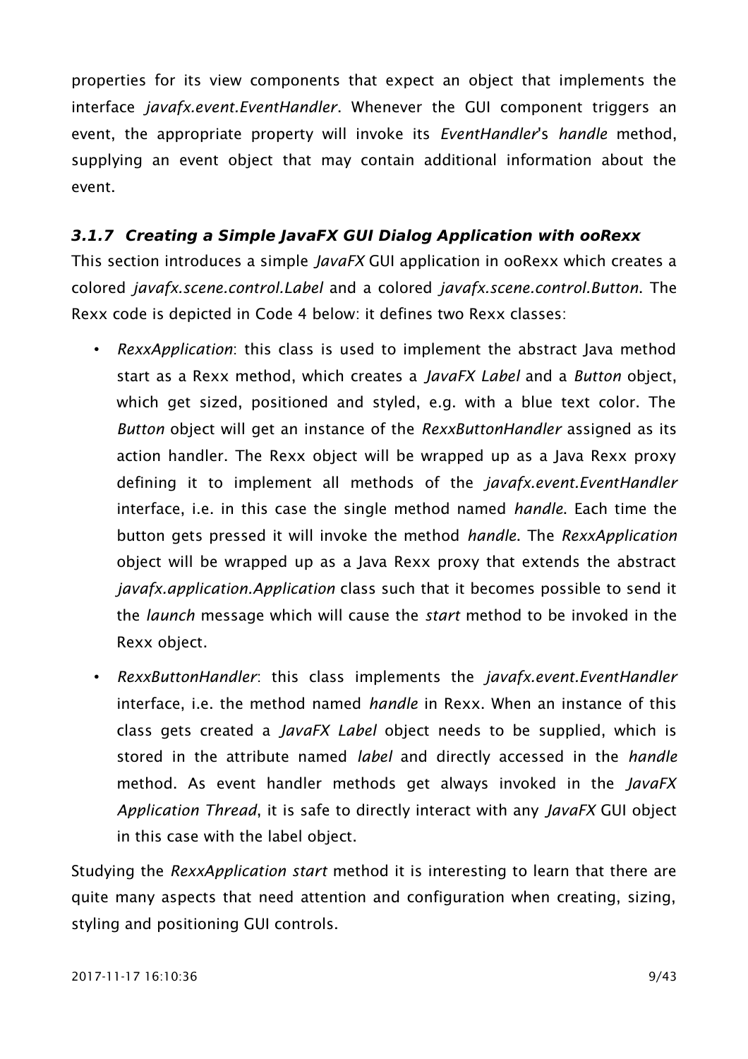properties for its view components that expect an object that implements the interface *javafx.event.EventHandler*. Whenever the GUI component triggers an event, the appropriate property will invoke its *EventHandler*'s *handle* method, supplying an event object that may contain additional information about the event.

### 3.1.7 Creating a Simple JavaFX GUI Dialog Application with ooRexx

This section introduces a simple *JavaFX* GUI application in ooRexx which creates a colored *javafx.scene.control.Label* and a colored *javafx.scene.control.Button*. The Rexx code is depicted in Code 4 below: it defines two Rexx classes:

- *RexxApplication*: this class is used to implement the abstract Java method start as a Rexx method, which creates a *JavaFX Label* and a *Button* object, which get sized, positioned and styled, e.g. with a blue text color. The *Button* object will get an instance of the *RexxButtonHandler* assigned as its action handler. The Rexx object will be wrapped up as a Java Rexx proxy defining it to implement all methods of the *javafx.event.EventHandler* interface, i.e. in this case the single method named *handle*. Each time the button gets pressed it will invoke the method *handle*. The *RexxApplication* object will be wrapped up as a Java Rexx proxy that extends the abstract *javafx.application.Application* class such that it becomes possible to send it the *launch* message which will cause the *start* method to be invoked in the Rexx object.
- *RexxButtonHandler*: this class implements the *javafx.event.EventHandler* interface, i.e. the method named *handle* in Rexx. When an instance of this class gets created a *JavaFX Label* object needs to be supplied, which is stored in the attribute named *label* and directly accessed in the *handle* method. As event handler methods get always invoked in the *JavaFX Application Thread*, it is safe to directly interact with any *JavaFX* GUI object in this case with the label object.

Studying the *RexxApplication start* method it is interesting to learn that there are quite many aspects that need attention and configuration when creating, sizing, styling and positioning GUI controls.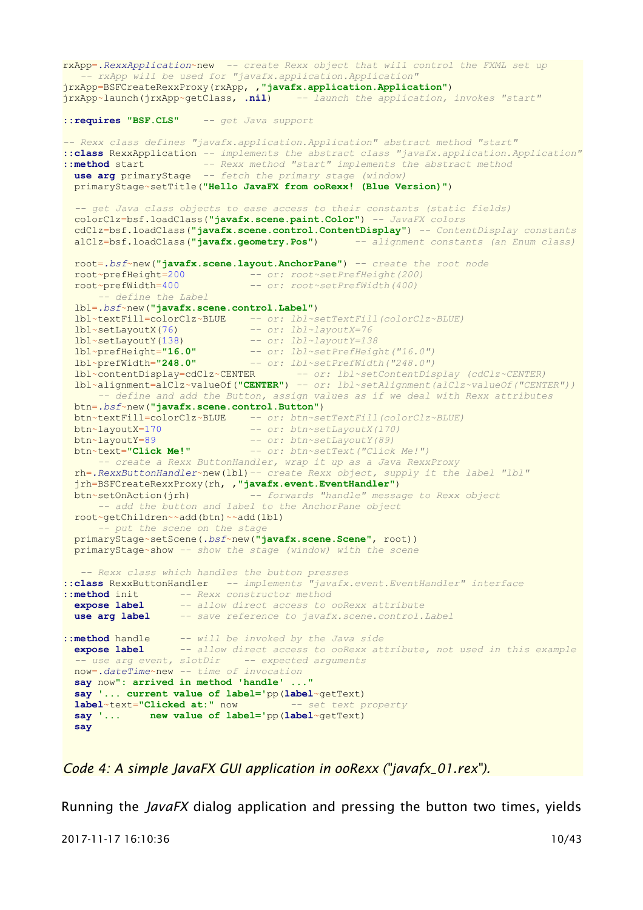```
rxApp=.RexxApplication~new  -- create Rexx object that will control the FXML set up
   -- rxApp will be used for "javafx.application.Application"
jrxApp=BSFCreateRexxProxy(rxApp, ,"javafx.application.Application")
jrxApp~launch(jrxApp~getClass, .nil)    -- launch the application, invokes "start"

::requires "BSF.CLS"    -- get Java support

-- Rexx class defines "javafx.application.Application" abstract method "start"
::class RexxApplication -- implements the abstract class "javafx.application.Application"
::method start          -- Rexx method "start" implements the abstract method
  use arg primaryStage  -- fetch the primary stage (window)
  primaryStage~setTitle("Hello JavaFX from ooRexx! (Blue Version)")

  -- get Java class objects to ease access to their constants (static fields)
  colorClz=bsf.loadClass("javafx.scene.paint.Color") -- JavaFX colors
  cdClz=bsf.loadClass("javafx.scene.control.ContentDisplay") -- ContentDisplay constants
  alClz=bsf.loadClass("javafx.geometry.Pos")      -- alignment constants (an Enum class)

  root=.bsf~new("javafx.scene.layout.AnchorPane") -- create the root node
  root~prefHeight=200           -- or: root~setPrefHeight(200)
  root~prefWidth=400            -- or: root~setPrefWidth(400)
      -- define the Label
  lbl=.bsf~new("javafx.scene.control.Label")
  lbl~textFill=colorClz~BLUE    -- or: lbl~setTextFill(colorClz~BLUE)
  lbl~setLayoutX(76)            -- or: lbl~layoutX=76
  lbl~setLayoutY(138)           -- or: lbl~layoutY=138
  lbl~prefHeight="16.0"         -- or: lbl~setPrefHeight("16.0")
  lbl~prefWidth="248.0"         -- or: lbl~setPrefWidth("248.0")
  lbl~contentDisplay=cdClz~CENTER       -- or: lbl~setContentDisplay (cdClz~CENTER)
  lbl~alignment=alClz~valueOf("CENTER") -- or: lbl~setAlignment(alClz~valueOf("CENTER"))
      -- define and add the Button, assign values as if we deal with Rexx attributes
  btn=.bsf~new("javafx.scene.control.Button")
  btn~textFill=colorClz~BLUE    -- or: btn~setTextFill(colorClz~BLUE)
  btn~layoutX=170               -- or: btn~setLayoutX(170)
  btn~layoutY=89                -- or: btn~setLayoutY(89)
  btn~text="Click Me!"          -- or: btn~setText("Click Me!")
      -- create a Rexx ButtonHandler, wrap it up as a Java RexxProxy
  rh=.RexxButtonHandler~new(lbl)-- create Rexx object, supply it the label "lbl"
  jrh=BSFCreateRexxProxy(rh, ,"javafx.event.EventHandler")
  btn~setOnAction(jrh)          -- forwards "handle" message to Rexx object
      -- add the button and label to the AnchorPane object
  root~getChildren~~add(btn)~~add(lbl)
      -- put the scene on the stage
  primaryStage~setScene(.bsf~new("javafx.scene.Scene", root))
  primaryStage~show -- show the stage (window) with the scene

   -- Rexx class which handles the button presses
::class RexxButtonHandler   -- implements "javafx.event.EventHandler" interface
::method init       -- Rexx constructor method
  expose label      -- allow direct access to ooRexx attribute
  use arg label     -- save reference to javafx.scene.control.Label

::method handle     -- will be invoked by the Java side
  expose label      -- allow direct access to ooRexx attribute, not used in this example
  -- use arg event, slotDir    -- expected arguments
  now=.dateTime~new -- time of invocation
  say now": arrived in method 'handle' ..."
  say '... current value of label='pp(label~getText)
  label~text="Clicked at:" now        -- set text property
  say '...     new value of label='pp(label~getText)
  say
```

*Code 4: A simple JavaFX GUI application in ooRexx ("javafx_01.rex").*

Running the *JavaFX* dialog application and pressing the button two times, yields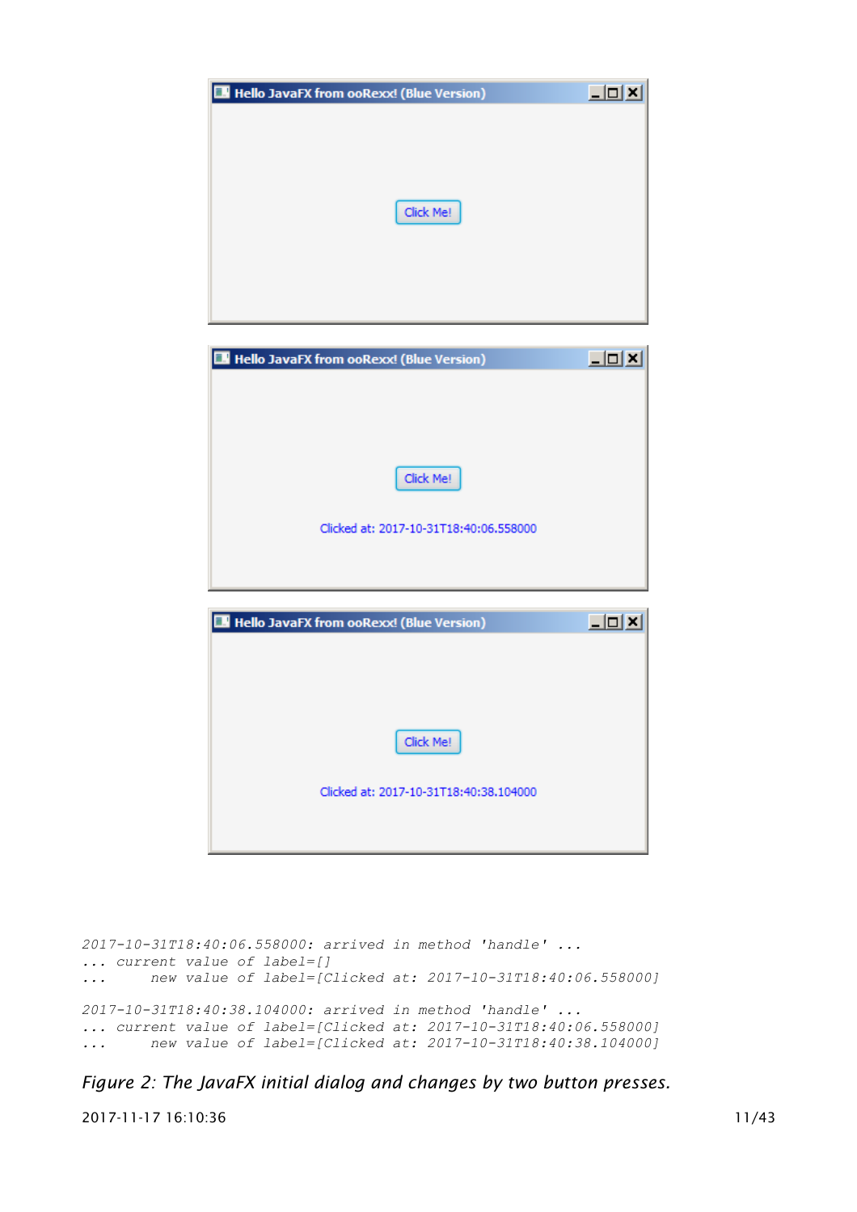```
2017-10-31T18:40:06.558000: arrived in method 'handle' ...
... current value of label=[]
...     new value of label=[Clicked at: 2017-10-31T18:40:06.558000]

2017-10-31T18:40:38.104000: arrived in method 'handle' ...
... current value of label=[Clicked at: 2017-10-31T18:40:06.558000]
...     new value of label=[Clicked at: 2017-10-31T18:40:38.104000]
```

*Figure 2: The JavaFX initial dialog and changes by two button presses.*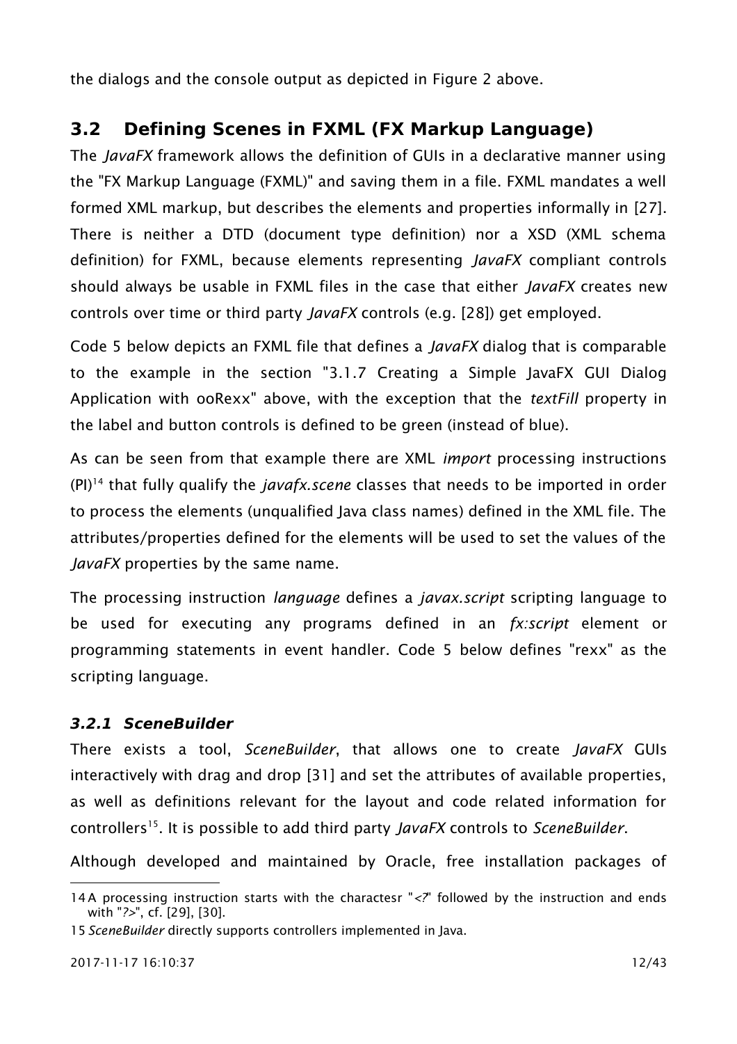the dialogs and the console output as depicted in Figure 2 above.

## 3.2 Defining Scenes in FXML (FX Markup Language)

The *JavaFX* framework allows the definition of GUIs in a declarative manner using the "FX Markup Language (FXML)" and saving them in a file. FXML mandates a well formed XML markup, but describes the elements and properties informally in [27]. There is neither a DTD (document type definition) nor a XSD (XML schema definition) for FXML, because elements representing *JavaFX* compliant controls should always be usable in FXML files in the case that either *JavaFX* creates new controls over time or third party *JavaFX* controls (e.g. [28]) get employed.

Code 5 below depicts an FXML file that defines a *JavaFX* dialog that is comparable to the example in the section "3.1.7 Creating a Simple JavaFX GUI Dialog Application with ooRexx" above, with the exception that the *textFill* property in the label and button controls is defined to be green (instead of blue).

As can be seen from that example there are XML *import* processing instructions (PI)[14] that fully qualify the *javafx.scene* classes that needs to be imported in order to process the elements (unqualified Java class names) defined in the XML file. The attributes/properties defined for the elements will be used to set the values of the *JavaFX* properties by the same name.

The processing instruction *language* defines a *javax.script* scripting language to be used for executing any programs defined in an *fx:script* element or programming statements in event handler. Code 5 below defines "rexx" as the scripting language.

### *3.2.1 SceneBuilder*

There exists a tool, *SceneBuilder*, that allows one to create *JavaFX* GUIs interactively with drag and drop [31] and set the attributes of available properties, as well as definitions relevant for the layout and code related information for controllers[15]. It is possible to add third party *JavaFX* controls to *SceneBuilder*.

Although developed and maintained by Oracle, free installation packages of

---

14 A processing instruction starts with the charactesr "*<?*" followed by the instruction and ends with "*?>*", cf. [29], [30].

15 *SceneBuilder* directly supports controllers implemented in Java.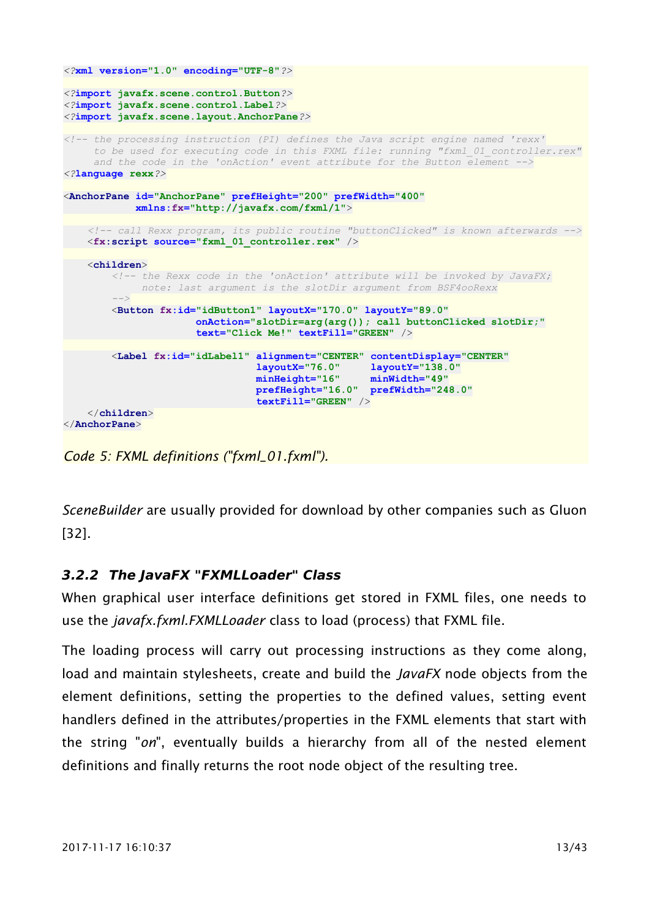```xml
<?xml version="1.0" encoding="UTF-8"?>

<?import javafx.scene.control.Button?>
<?import javafx.scene.control.Label?>
<?import javafx.scene.layout.AnchorPane?>

<!-- the processing instruction (PI) defines the Java script engine named 'rexx'
     to be used for executing code in this FXML file: running "fxml_01_controller.rex"
     and the code in the 'onAction' event attribute for the Button element -->
<?language rexx?>

<AnchorPane id="AnchorPane" prefHeight="200" prefWidth="400"
            xmlns:fx="http://javafx.com/fxml/1">

    <!-- call Rexx program, its public routine "buttonClicked" is known afterwards -->
    <fx:script source="fxml_01_controller.rex" />

    <children>
        <!-- the Rexx code in the 'onAction' attribute will be invoked by JavaFX;
             note: last argument is the slotDir argument from BSF4ooRexx
        -->
        <Button fx:id="idButton1" layoutX="170.0" layoutY="89.0"
                onAction="slotDir=arg(arg()); call buttonClicked slotDir;"
                text="Click Me!" textFill="GREEN" />

        <Label fx:id="idLabel1" alignment="CENTER" contentDisplay="CENTER"
                                layoutX="76.0"     layoutY="138.0"
                                minHeight="16"     minWidth="49"
                                prefHeight="16.0"  prefWidth="248.0"
                                textFill="GREEN" />
    </children>
</AnchorPane>
```

*Code 5: FXML definitions ("fxml_01.fxml").*

*SceneBuilder* are usually provided for download by other companies such as Gluon [32].

### 3.2.2 The JavaFX "FXMLLoader" Class

When graphical user interface definitions get stored in FXML files, one needs to use the *javafx.fxml.FXMLLoader* class to load (process) that FXML file.

The loading process will carry out processing instructions as they come along, load and maintain stylesheets, create and build the *JavaFX* node objects from the element definitions, setting the properties to the defined values, setting event handlers defined in the attributes/properties in the FXML elements that start with the string "*on*", eventually builds a hierarchy from all of the nested element definitions and finally returns the root node object of the resulting tree.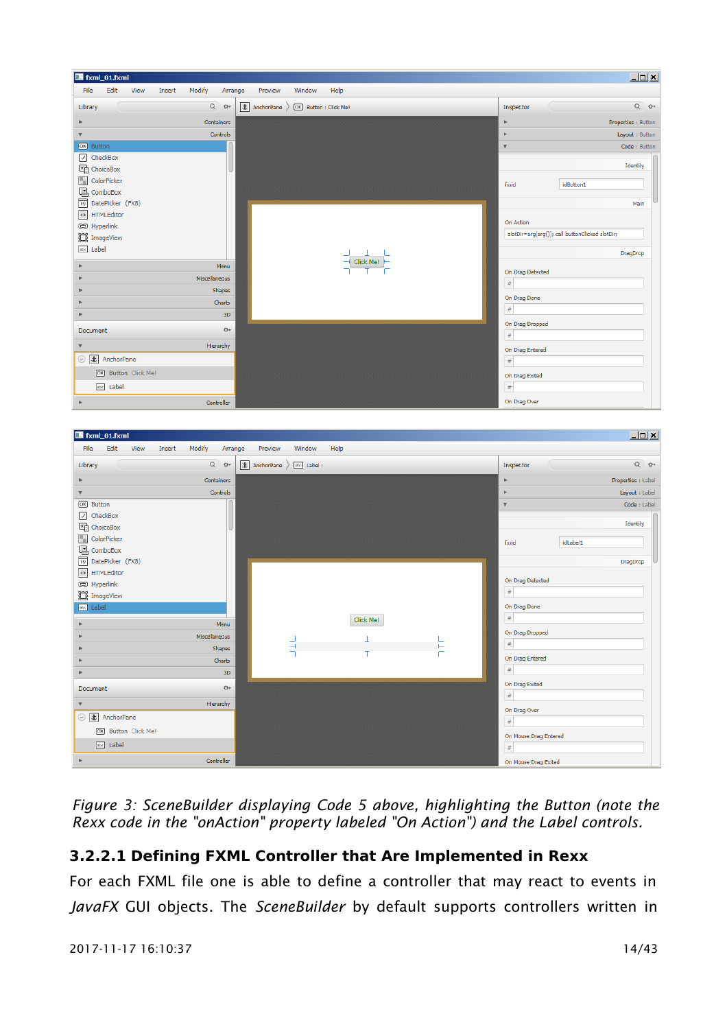*Figure 3: SceneBuilder displaying Code 5 above, highlighting the Button (note the Rexx code in the "onAction" property labeled "On Action") and the Label controls.*

#### 3.2.2.1 Defining FXML Controller that Are Implemented in Rexx

For each FXML file one is able to define a controller that may react to events in *JavaFX* GUI objects. The *SceneBuilder* by default supports controllers written in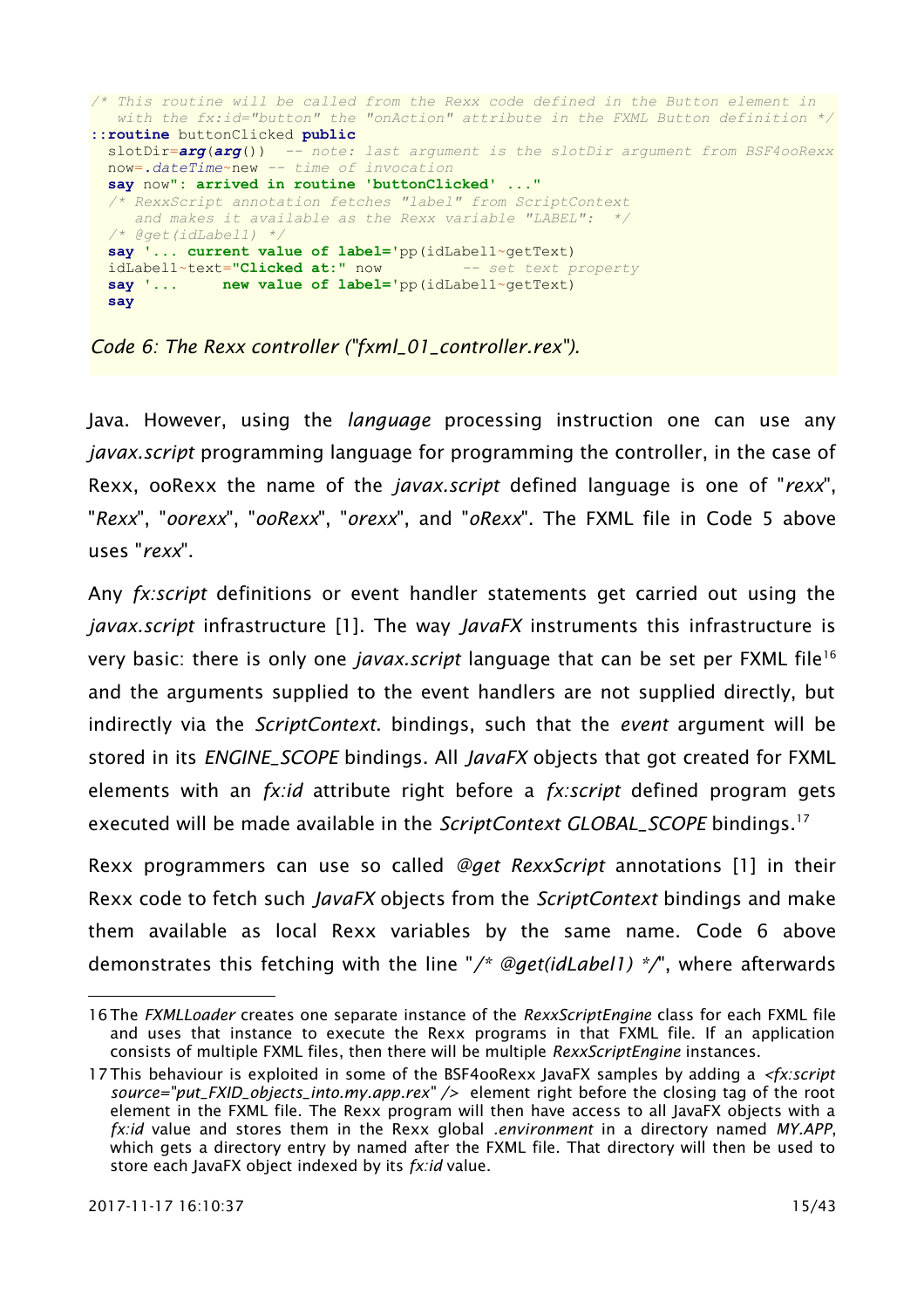```
/* This routine will be called from the Rexx code defined in the Button element in
   with the fx:id="button" the "onAction" attribute in the FXML Button definition */
::routine buttonClicked public
  slotDir=arg(arg())  -- note: last argument is the slotDir argument from BSF4ooRexx
  now=.dateTime~new -- time of invocation
  say now": arrived in routine 'buttonClicked' ..."
  /* RexxScript annotation fetches "label" from ScriptContext
     and makes it available as the Rexx variable "LABEL":  */
  /* @get(idLabel1) */
  say '... current value of label='pp(idLabel1~getText)
  idLabel1~text="Clicked at:" now         -- set text property
  say '...     new value of label='pp(idLabel1~getText)
  say
```

*Code 6: The Rexx controller ("fxml_01_controller.rex").*

Java. However, using the *language* processing instruction one can use any *javax.script* programming language for programming the controller, in the case of Rexx, ooRexx the name of the *javax.script* defined language is one of "*rexx*", "*Rexx*", "*oorexx*", "*ooRexx*", "*orexx*", and "*oRexx*". The FXML file in Code 5 above uses "*rexx*".

Any *fx:script* definitions or event handler statements get carried out using the *javax.script* infrastructure [1]. The way *JavaFX* instruments this infrastructure is very basic: there is only one *javax.script* language that can be set per FXML file[16] and the arguments supplied to the event handlers are not supplied directly, but indirectly via the *ScriptContext*. bindings, such that the *event* argument will be stored in its *ENGINE_SCOPE* bindings. All *JavaFX* objects that got created for FXML elements with an *fx:id* attribute right before a *fx:script* defined program gets executed will be made available in the *ScriptContext GLOBAL_SCOPE* bindings.[17]

Rexx programmers can use so called *@get RexxScript* annotations [1] in their Rexx code to fetch such *JavaFX* objects from the *ScriptContext* bindings and make them available as local Rexx variables by the same name. Code 6 above demonstrates this fetching with the line "*/* @get(idLabel1) */*", where afterwards

---

16 The *FXMLLoader* creates one separate instance of the *RexxScriptEngine* class for each FXML file and uses that instance to execute the Rexx programs in that FXML file. If an application consists of multiple FXML files, then there will be multiple *RexxScriptEngine* instances.

17 This behaviour is exploited in some of the BSF4ooRexx JavaFX samples by adding a *<fx:script source="put_FXID_objects_into.my.app.rex" />* element right before the closing tag of the root element in the FXML file. The Rexx program will then have access to all JavaFX objects with a *fx:id* value and stores them in the Rexx global *.environment* in a directory named *MY.APP*, which gets a directory entry by named after the FXML file. That directory will then be used to store each JavaFX object indexed by its *fx:id* value.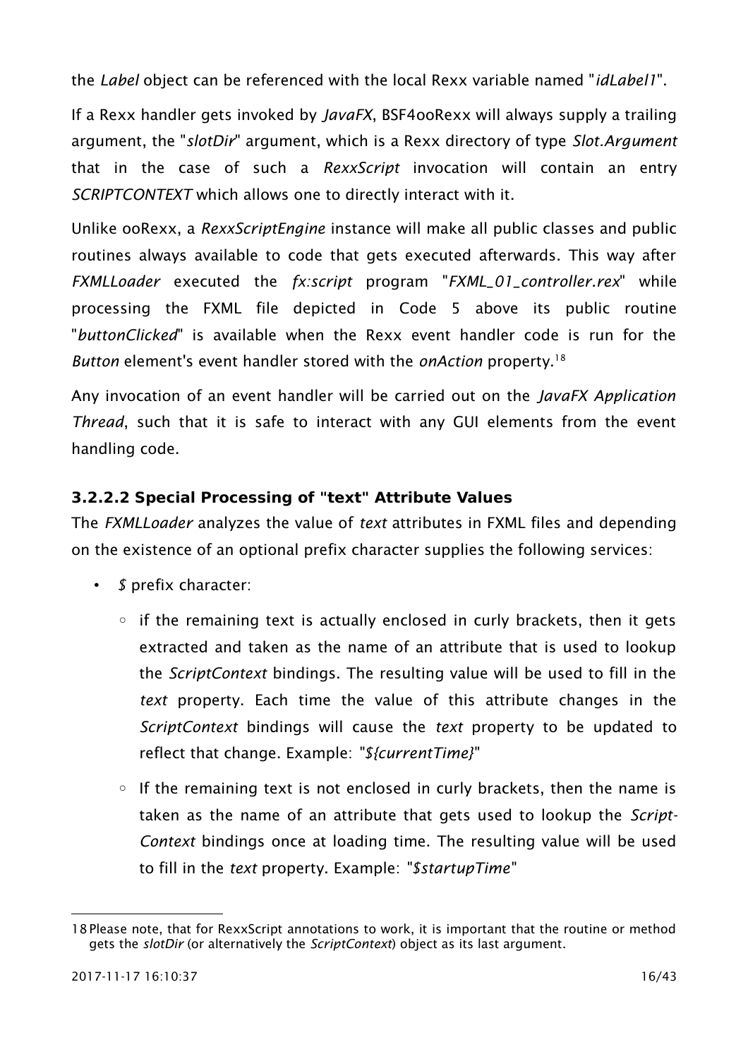the *Label* object can be referenced with the local Rexx variable named "*idLabel1*".

If a Rexx handler gets invoked by *JavaFX*, BSF4ooRexx will always supply a trailing argument, the "*slotDir*" argument, which is a Rexx directory of type *Slot.Argument* that in the case of such a *RexxScript* invocation will contain an entry *SCRIPTCONTEXT* which allows one to directly interact with it.

Unlike ooRexx, a *RexxScriptEngine* instance will make all public classes and public routines always available to code that gets executed afterwards. This way after *FXMLLoader* executed the *fx:script* program "*FXML_01_controller.rex*" while processing the FXML file depicted in Code 5 above its public routine "*buttonClicked*" is available when the Rexx event handler code is run for the *Button* element's event handler stored with the *onAction* property.[18]

Any invocation of an event handler will be carried out on the *JavaFX Application Thread*, such that it is safe to interact with any GUI elements from the event handling code.

#### 3.2.2.2 Special Processing of "text" Attribute Values

The *FXMLLoader* analyzes the value of *text* attributes in FXML files and depending on the existence of an optional prefix character supplies the following services:

- *$* prefix character:
  - if the remaining text is actually enclosed in curly brackets, then it gets extracted and taken as the name of an attribute that is used to lookup the *ScriptContext* bindings. The resulting value will be used to fill in the *text* property. Each time the value of this attribute changes in the *ScriptContext* bindings will cause the *text* property to be updated to reflect that change. Example: "*${currentTime}*"
  - If the remaining text is not enclosed in curly brackets, then the name is taken as the name of an attribute that gets used to lookup the *Script-Context* bindings once at loading time. The resulting value will be used to fill in the *text* property. Example: "*$startupTime*"

---

[18] Please note, that for RexxScript annotations to work, it is important that the routine or method gets the *slotDir* (or alternatively the *ScriptContext*) object as its last argument.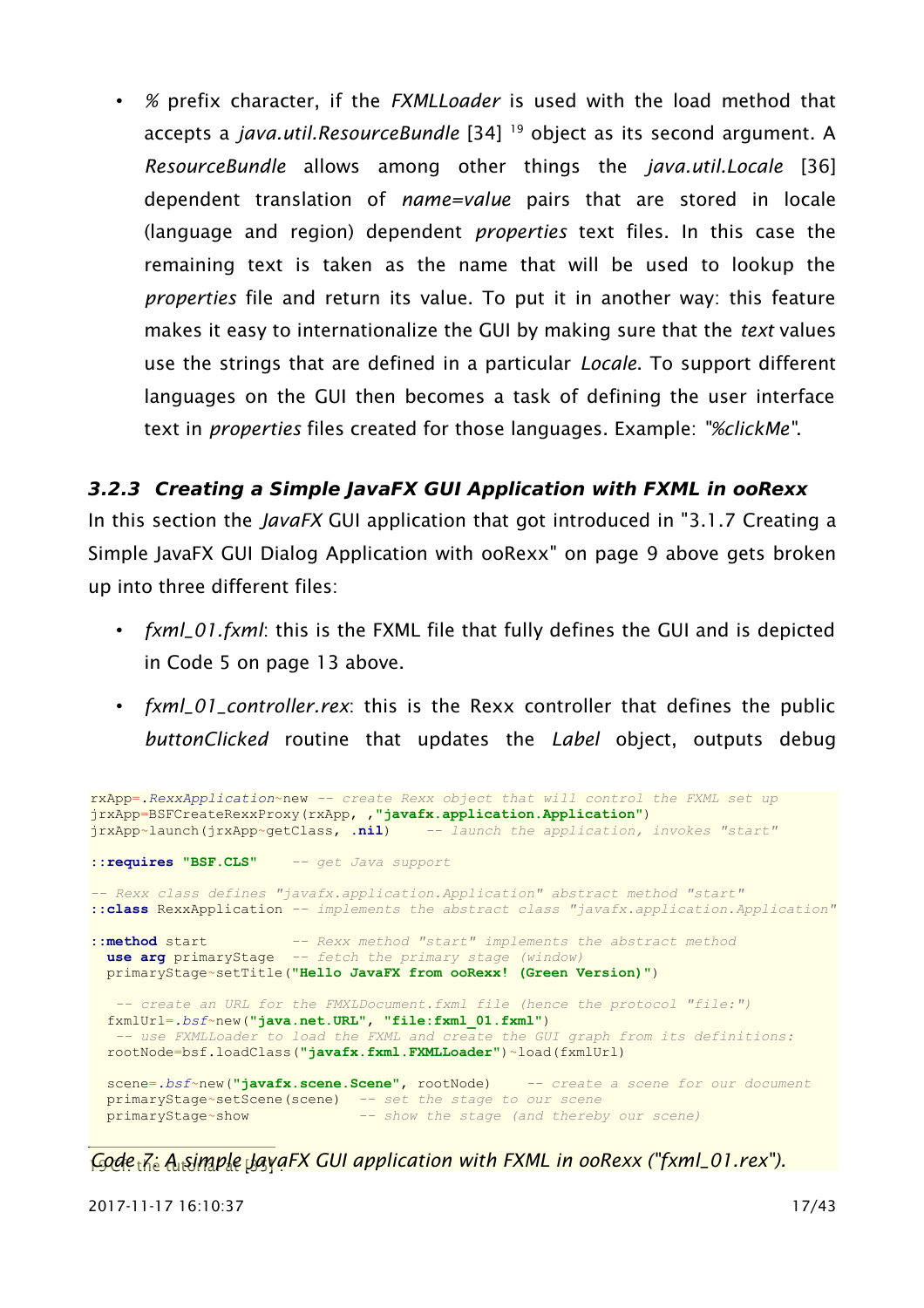- *%* prefix character, if the *FXMLLoader* is used with the load method that accepts a *java.util.ResourceBundle* [34] [19] object as its second argument. A *ResourceBundle* allows among other things the *java.util.Locale* [36] dependent translation of *name=value* pairs that are stored in locale (language and region) dependent *properties* text files. In this case the remaining text is taken as the name that will be used to lookup the *properties* file and return its value. To put it in another way: this feature makes it easy to internationalize the GUI by making sure that the *text* values use the strings that are defined in a particular *Locale*. To support different languages on the GUI then becomes a task of defining the user interface text in *properties* files created for those languages. Example: *"%clickMe"*.

### 3.2.3 Creating a Simple JavaFX GUI Application with FXML in ooRexx

In this section the *JavaFX* GUI application that got introduced in "3.1.7 Creating a Simple JavaFX GUI Dialog Application with ooRexx" on page 9 above gets broken up into three different files:

- *fxml_01.fxml*: this is the FXML file that fully defines the GUI and is depicted in Code 5 on page 13 above.
- *fxml_01_controller.rex*: this is the Rexx controller that defines the public *buttonClicked* routine that updates the *Label* object, outputs debug

```
rxApp=.RexxApplication~new -- create Rexx object that will control the FXML set up
jrxApp=BSFCreateRexxProxy(rxApp, ,"javafx.application.Application")
jrxApp~launch(jrxApp~getClass, .nil)     -- launch the application, invokes "start"

::requires "BSF.CLS"    -- get Java support

-- Rexx class defines "javafx.application.Application" abstract method "start"
::class RexxApplication -- implements the abstract class "javafx.application.Application"

::method start          -- Rexx method "start" implements the abstract method
  use arg primaryStage  -- fetch the primary stage (window)
  primaryStage~setTitle("Hello JavaFX from ooRexx! (Green Version)")

   -- create an URL for the FMXLDocument.fxml file (hence the protocol "file:")
  fxmlUrl=.bsf~new("java.net.URL", "file:fxml_01.fxml")
   -- use FXMLLoader to load the FXML and create the GUI graph from its definitions:
  rootNode=bsf.loadClass("javafx.fxml.FXMLLoader")~load(fxmlUrl)

  scene=.bsf~new("javafx.scene.Scene", rootNode)     -- create a scene for our document
  primaryStage~setScene(scene)  -- set the stage to our scene
  primaryStage~show             -- show the stage (and thereby our scene)
```

*Code 7: A simple JavaFX GUI application with FXML in ooRexx ("fxml_01.rex").*

[19] Cf. the tutorial at [35].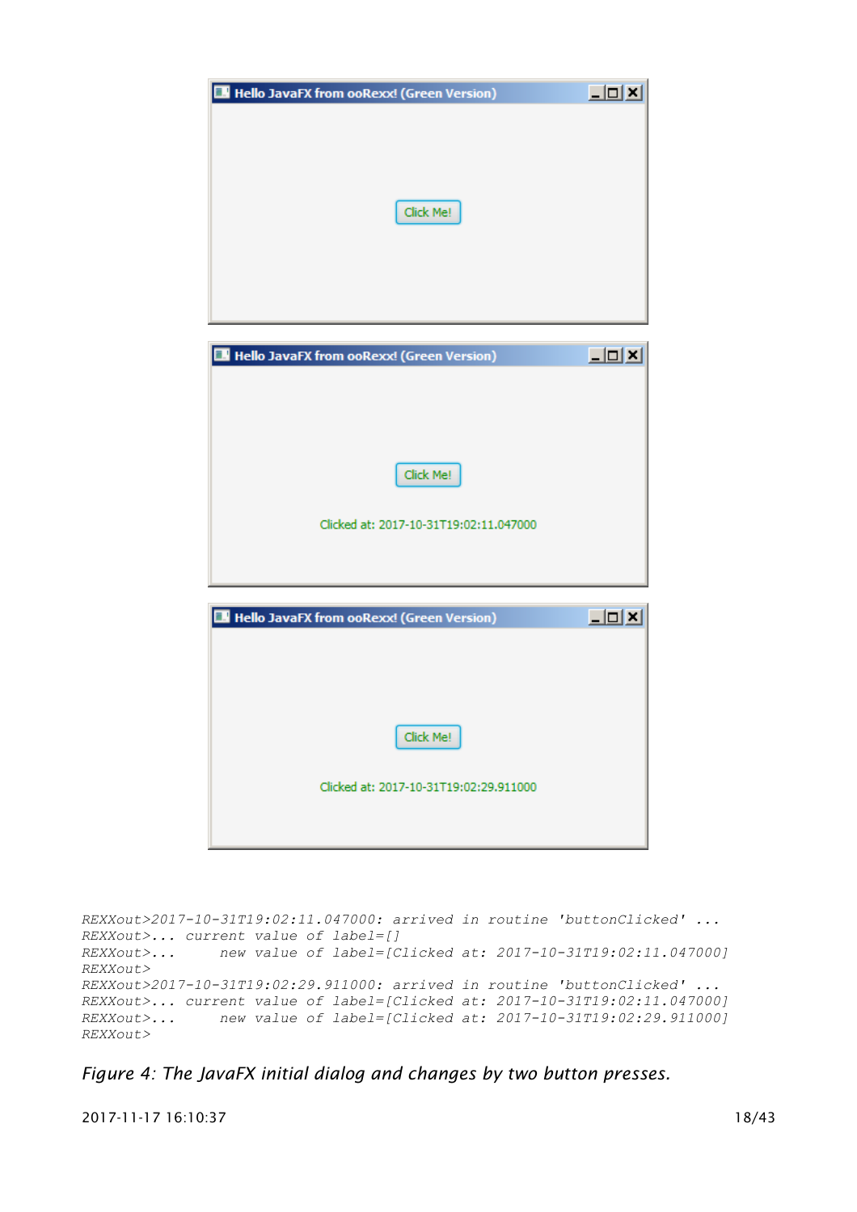```
REXXout>2017-10-31T19:02:11.047000: arrived in routine 'buttonClicked' ...
REXXout>... current value of label=[]
REXXout>...     new value of label=[Clicked at: 2017-10-31T19:02:11.047000]
REXXout>
REXXout>2017-10-31T19:02:29.911000: arrived in routine 'buttonClicked' ...
REXXout>... current value of label=[Clicked at: 2017-10-31T19:02:11.047000]
REXXout>...     new value of label=[Clicked at: 2017-10-31T19:02:29.911000]
REXXout>
```

*Figure 4: The JavaFX initial dialog and changes by two button presses.*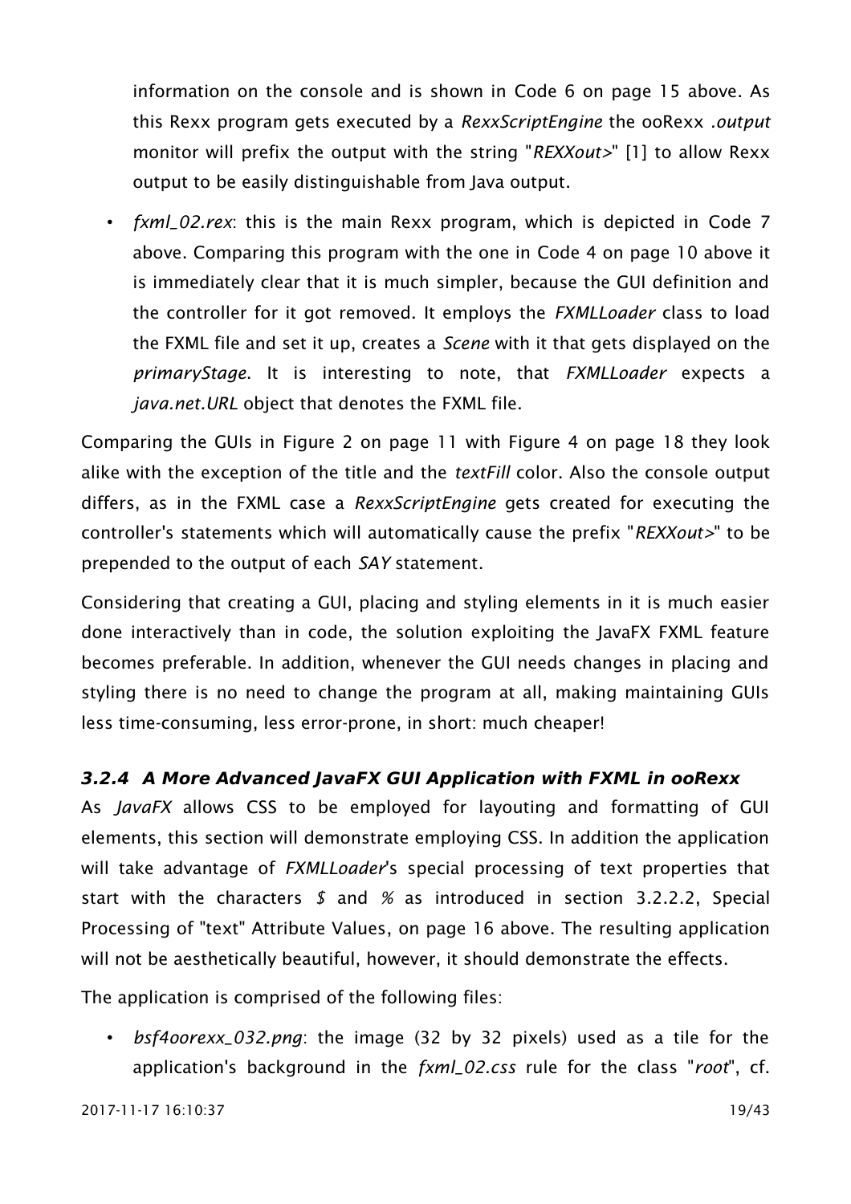information on the console and is shown in Code 6 on page 15 above. As this Rexx program gets executed by a *RexxScriptEngine* the ooRexx *.output* monitor will prefix the output with the string "*REXXout>*" [1] to allow Rexx output to be easily distinguishable from Java output.

- *fxml_02.rex*: this is the main Rexx program, which is depicted in Code 7 above. Comparing this program with the one in Code 4 on page 10 above it is immediately clear that it is much simpler, because the GUI definition and the controller for it got removed. It employs the *FXMLLoader* class to load the FXML file and set it up, creates a *Scene* with it that gets displayed on the *primaryStage*. It is interesting to note, that *FXMLLoader* expects a *java.net.URL* object that denotes the FXML file.

Comparing the GUIs in Figure 2 on page 11 with Figure 4 on page 18 they look alike with the exception of the title and the *textFill* color. Also the console output differs, as in the FXML case a *RexxScriptEngine* gets created for executing the controller's statements which will automatically cause the prefix "*REXXout>*" to be prepended to the output of each *SAY* statement.

Considering that creating a GUI, placing and styling elements in it is much easier done interactively than in code, the solution exploiting the JavaFX FXML feature becomes preferable. In addition, whenever the GUI needs changes in placing and styling there is no need to change the program at all, making maintaining GUIs less time-consuming, less error-prone, in short: much cheaper!

### 3.2.4 A More Advanced JavaFX GUI Application with FXML in ooRexx

As *JavaFX* allows CSS to be employed for layouting and formatting of GUI elements, this section will demonstrate employing CSS. In addition the application will take advantage of *FXMLLoader*'s special processing of text properties that start with the characters *$* and *%* as introduced in section 3.2.2.2, Special Processing of "text" Attribute Values, on page 16 above. The resulting application will not be aesthetically beautiful, however, it should demonstrate the effects.

The application is comprised of the following files:

- *bsf4oorexx_032.png*: the image (32 by 32 pixels) used as a tile for the application's background in the *fxml_02.css* rule for the class "*root*", cf.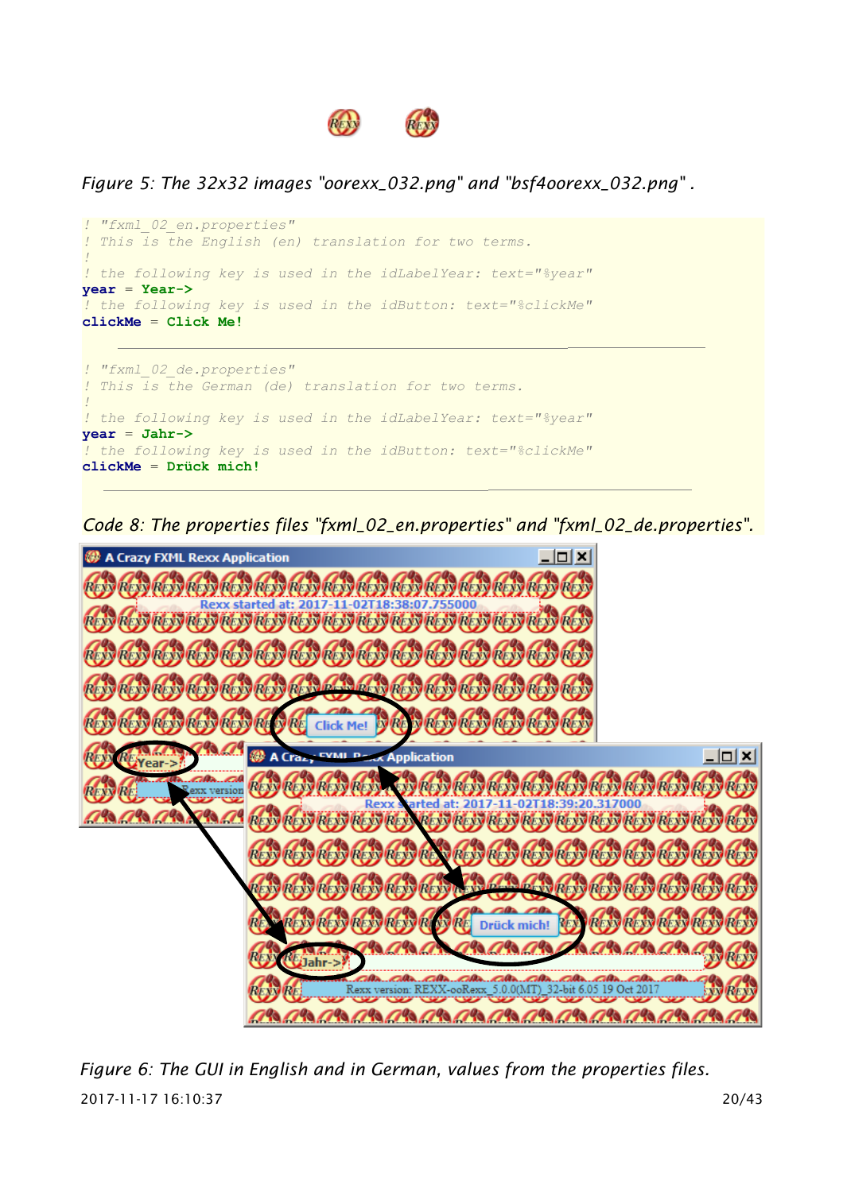Figure 5: The 32x32 images "oorexx_032.png" and "bsf4oorexx_032.png" .

```
! "fxml_02_en.properties"
! This is the English (en) translation for two terms.
!
! the following key is used in the idLabelYear: text="%year"
year = Year->
! the following key is used in the idButton: text="%clickMe"
clickMe = Click Me!
```

```
! "fxml_02_de.properties"
! This is the German (de) translation for two terms.
!
! the following key is used in the idLabelYear: text="%year"
year = Jahr->
! the following key is used in the idButton: text="%clickMe"
clickMe = Drück mich!
```

*Code 8: The properties files "fxml_02_en.properties" and "fxml_02_de.properties".*

*Figure 6: The GUI in English and in German, values from the properties files.*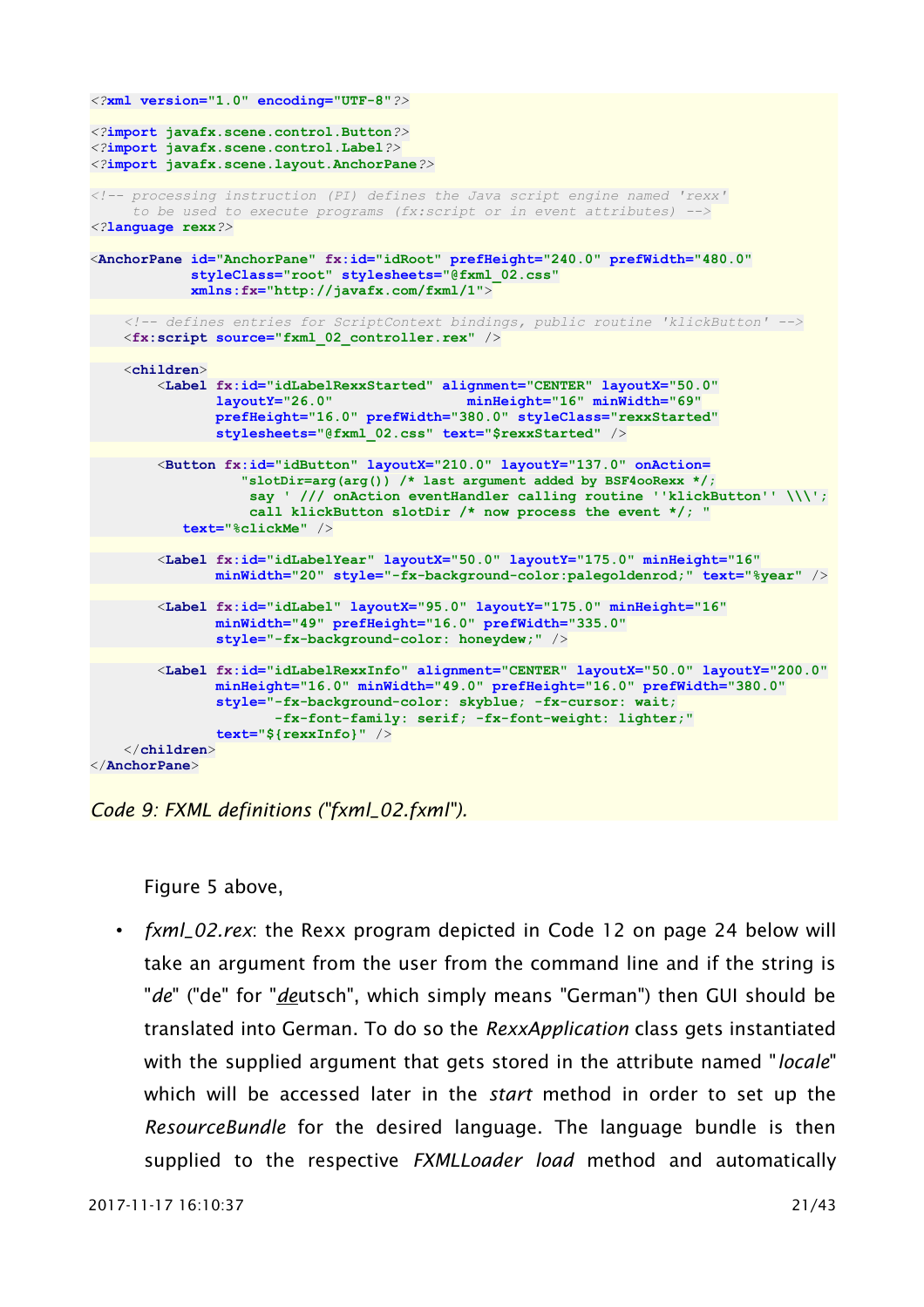```
<?xml version="1.0" encoding="UTF-8"?>

<?import javafx.scene.control.Button?>
<?import javafx.scene.control.Label?>
<?import javafx.scene.layout.AnchorPane?>

<!-- processing instruction (PI) defines the Java script engine named 'rexx'
     to be used to execute programs (fx:script or in event attributes) -->
<?language rexx?>

<AnchorPane id="AnchorPane" fx:id="idRoot" prefHeight="240.0" prefWidth="480.0"
            styleClass="root" stylesheets="@fxml_02.css"
            xmlns:fx="http://javafx.com/fxml/1">

    <!-- defines entries for ScriptContext bindings, public routine 'klickButton' -->
    <fx:script source="fxml_02_controller.rex" />

    <children>
        <Label fx:id="idLabelRexxStarted" alignment="CENTER" layoutX="50.0"
               layoutY="26.0"              minHeight="16" minWidth="69"
               prefHeight="16.0" prefWidth="380.0" styleClass="rexxStarted"
               stylesheets="@fxml_02.css" text="$rexxStarted" />

        <Button fx:id="idButton" layoutX="210.0" layoutY="137.0" onAction=
                "slotDir=arg(arg()) /* last argument added by BSF4ooRexx */;
                 say ' /// onAction eventHandler calling routine ''klickButton'' \\\';
                 call klickButton slotDir /* now process the event */; "
           text="%clickMe" />

        <Label fx:id="idLabelYear" layoutX="50.0" layoutY="175.0" minHeight="16"
               minWidth="20" style="-fx-background-color:palegoldenrod;" text="%year" />

        <Label fx:id="idLabel" layoutX="95.0" layoutY="175.0" minHeight="16"
               minWidth="49" prefHeight="16.0" prefWidth="335.0"
               style="-fx-background-color: honeydew;" />

        <Label fx:id="idLabelRexxInfo" alignment="CENTER" layoutX="50.0" layoutY="200.0"
               minHeight="16.0" minWidth="49.0" prefHeight="16.0" prefWidth="380.0"
               style="-fx-background-color: skyblue; -fx-cursor: wait;
                      -fx-font-family: serif; -fx-font-weight: lighter;"
               text="${rexxInfo}" />
    </children>
</AnchorPane>
```

*Code 9: FXML definitions ("fxml_02.fxml").*

Figure 5 above,

- *fxml_02.rex*: the Rexx program depicted in Code 12 on page 24 below will take an argument from the user from the command line and if the string is "*de*" ("de" for "*de*utsch", which simply means "German") then GUI should be translated into German. To do so the *RexxApplication* class gets instantiated with the supplied argument that gets stored in the attribute named "*locale*" which will be accessed later in the *start* method in order to set up the *ResourceBundle* for the desired language. The language bundle is then supplied to the respective *FXMLLoader load* method and automatically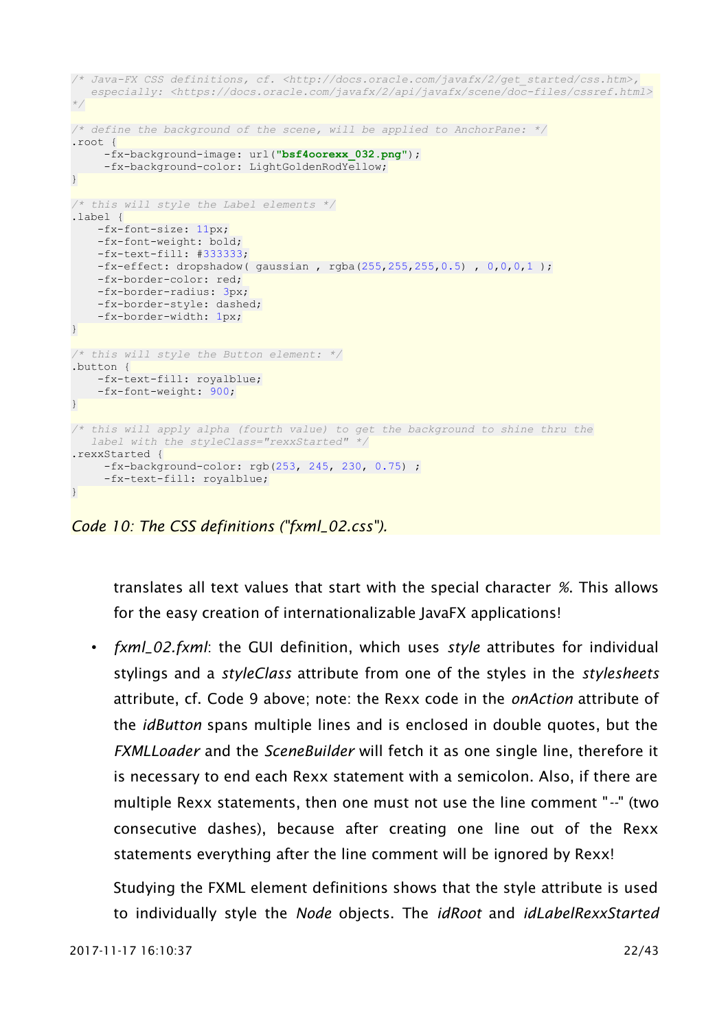```css
/* Java-FX CSS definitions, cf. <http://docs.oracle.com/javafx/2/get_started/css.htm>,
   especially: <https://docs.oracle.com/javafx/2/api/javafx/scene/doc-files/cssref.html>
*/

/* define the background of the scene, will be applied to AnchorPane: */
.root {
     -fx-background-image: url("bsf4oorexx_032.png");
     -fx-background-color: LightGoldenRodYellow;
}

/* this will style the Label elements */
.label {
    -fx-font-size: 11px;
    -fx-font-weight: bold;
    -fx-text-fill: #333333;
    -fx-effect: dropshadow( gaussian , rgba(255,255,255,0.5) , 0,0,0,1 );
    -fx-border-color: red;
    -fx-border-radius: 3px;
    -fx-border-style: dashed;
    -fx-border-width: 1px;
}

/* this will style the Button element: */
.button {
    -fx-text-fill: royalblue;
    -fx-font-weight: 900;
}

/* this will apply alpha (fourth value) to get the background to shine thru the
   label with the styleClass="rexxStarted" */
.rexxStarted {
     -fx-background-color: rgb(253, 245, 230, 0.75) ;
     -fx-text-fill: royalblue;
}
```

*Code 10: The CSS definitions ("fxml_02.css").*

translates all text values that start with the special character *%*. This allows for the easy creation of internationalizable JavaFX applications!

- *fxml_02.fxml*: the GUI definition, which uses *style* attributes for individual stylings and a *styleClass* attribute from one of the styles in the *stylesheets* attribute, cf. Code 9 above; note: the Rexx code in the *onAction* attribute of the *idButton* spans multiple lines and is enclosed in double quotes, but the *FXMLLoader* and the *SceneBuilder* will fetch it as one single line, therefore it is necessary to end each Rexx statement with a semicolon. Also, if there are multiple Rexx statements, then one must not use the line comment "--" (two consecutive dashes), because after creating one line out of the Rexx statements everything after the line comment will be ignored by Rexx!

  Studying the FXML element definitions shows that the style attribute is used to individually style the *Node* objects. The *idRoot* and *idLabelRexxStarted*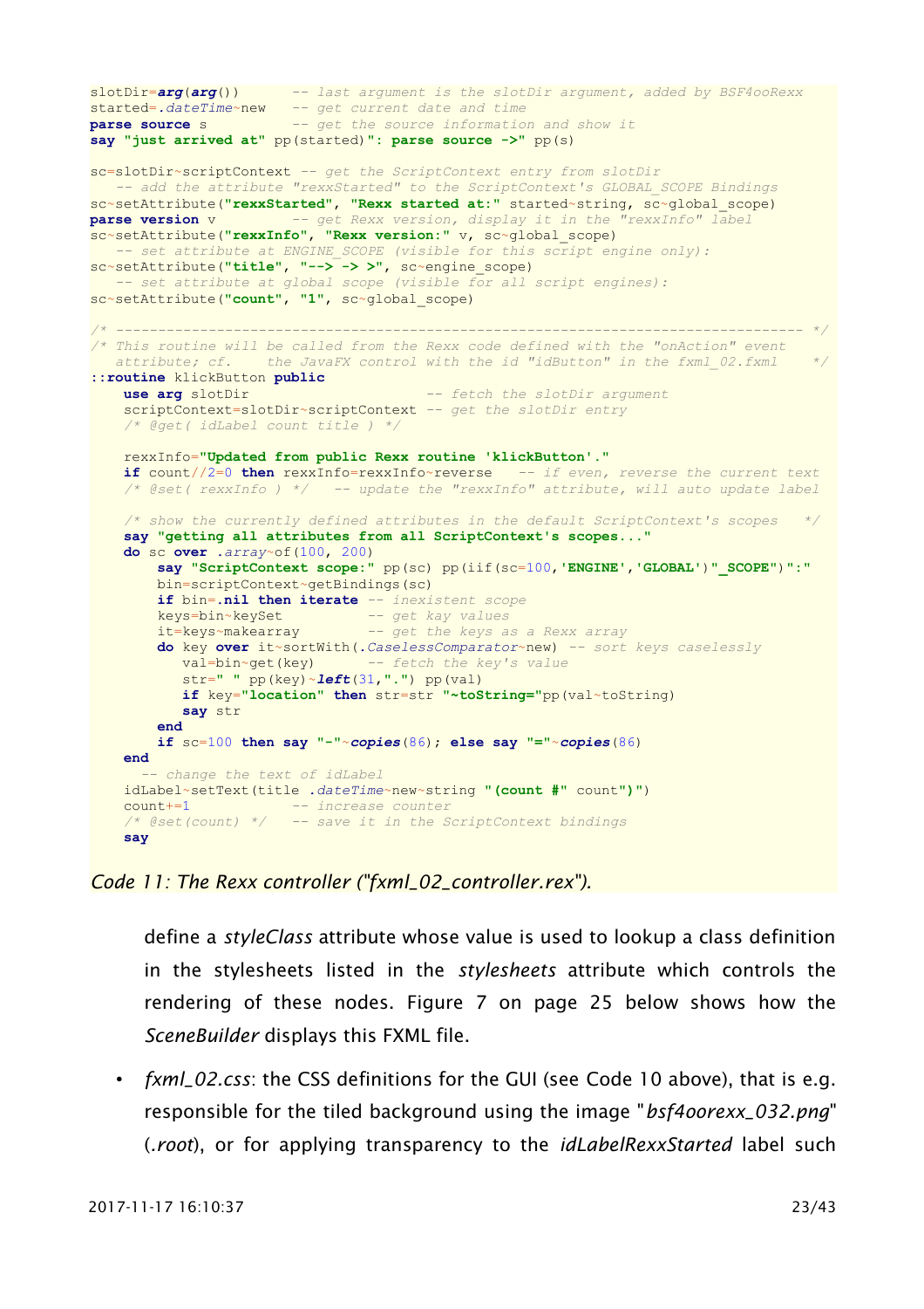```
slotDir=arg(arg())      -- last argument is the slotDir argument, added by BSF4ooRexx
started=.dateTime~new   -- get current date and time
parse source s          -- get the source information and show it
say "just arrived at" pp(started)": parse source ->" pp(s)

sc=slotDir~scriptContext -- get the ScriptContext entry from slotDir
   -- add the attribute "rexxStarted" to the ScriptContext's GLOBAL_SCOPE Bindings
sc~setAttribute("rexxStarted", "Rexx started at:" started~string, sc~global_scope)
parse version v          -- get Rexx version, display it in the "rexxInfo" label
sc~setAttribute("rexxInfo", "Rexx version:" v, sc~global_scope)
   -- set attribute at ENGINE_SCOPE (visible for this script engine only):
sc~setAttribute("title", "--> -> >", sc~engine_scope)
   -- set attribute at global scope (visible for all script engines):
sc~setAttribute("count", "1", sc~global_scope)

/* ------------------------------------------------------------------------------ */
/* This routine will be called from the Rexx code defined with the "onAction" event
   attribute; cf.    the JavaFX control with the id "idButton" in the fxml_02.fxml    */
::routine klickButton public
    use arg slotDir                     -- fetch the slotDir argument
    scriptContext=slotDir~scriptContext -- get the slotDir entry
    /* @get( idLabel count title ) */

    rexxInfo="Updated from public Rexx routine 'klickButton'."
    if count//2=0 then rexxInfo=rexxInfo~reverse   -- if even, reverse the current text
    /* @set( rexxInfo ) */   -- update the "rexxInfo" attribute, will auto update label

    /* show the currently defined attributes in the default ScriptContext's scopes   */
    say "getting all attributes from all ScriptContext's scopes..."
    do sc over .array~of(100, 200)
       say "ScriptContext scope:" pp(sc) pp(iif(sc=100,'ENGINE','GLOBAL')"_SCOPE")":"
       bin=scriptContext~getBindings(sc)
       if bin=.nil then iterate -- inexistent scope
       keys=bin~keySet          -- get kay values
       it=keys~makearray        -- get the keys as a Rexx array
       do key over it~sortWith(.CaselessComparator~new) -- sort keys caselessly
          val=bin~get(key)      -- fetch the key's value
          str=" " pp(key)~left(31,".") pp(val)
          if key="location" then str=str "~toString="pp(val~toString)
          say str
       end
       if sc=100 then say "-"~copies(86); else say "="~copies(86)
    end
      -- change the text of idLabel
    idLabel~setText(title .dateTime~new~string "(count #" count")")
    count+=1              -- increase counter
    /* @set(count) */   -- save it in the ScriptContext bindings
    say
```

*Code 11: The Rexx controller ("fxml_02_controller.rex").*

define a *styleClass* attribute whose value is used to lookup a class definition in the stylesheets listed in the *stylesheets* attribute which controls the rendering of these nodes. Figure 7 on page 25 below shows how the *SceneBuilder* displays this FXML file.

- *fxml_02.css*: the CSS definitions for the GUI (see Code 10 above), that is e.g. responsible for the tiled background using the image "*bsf4oorexx_032.png*" (*.root*), or for applying transparency to the *idLabelRexxStarted* label such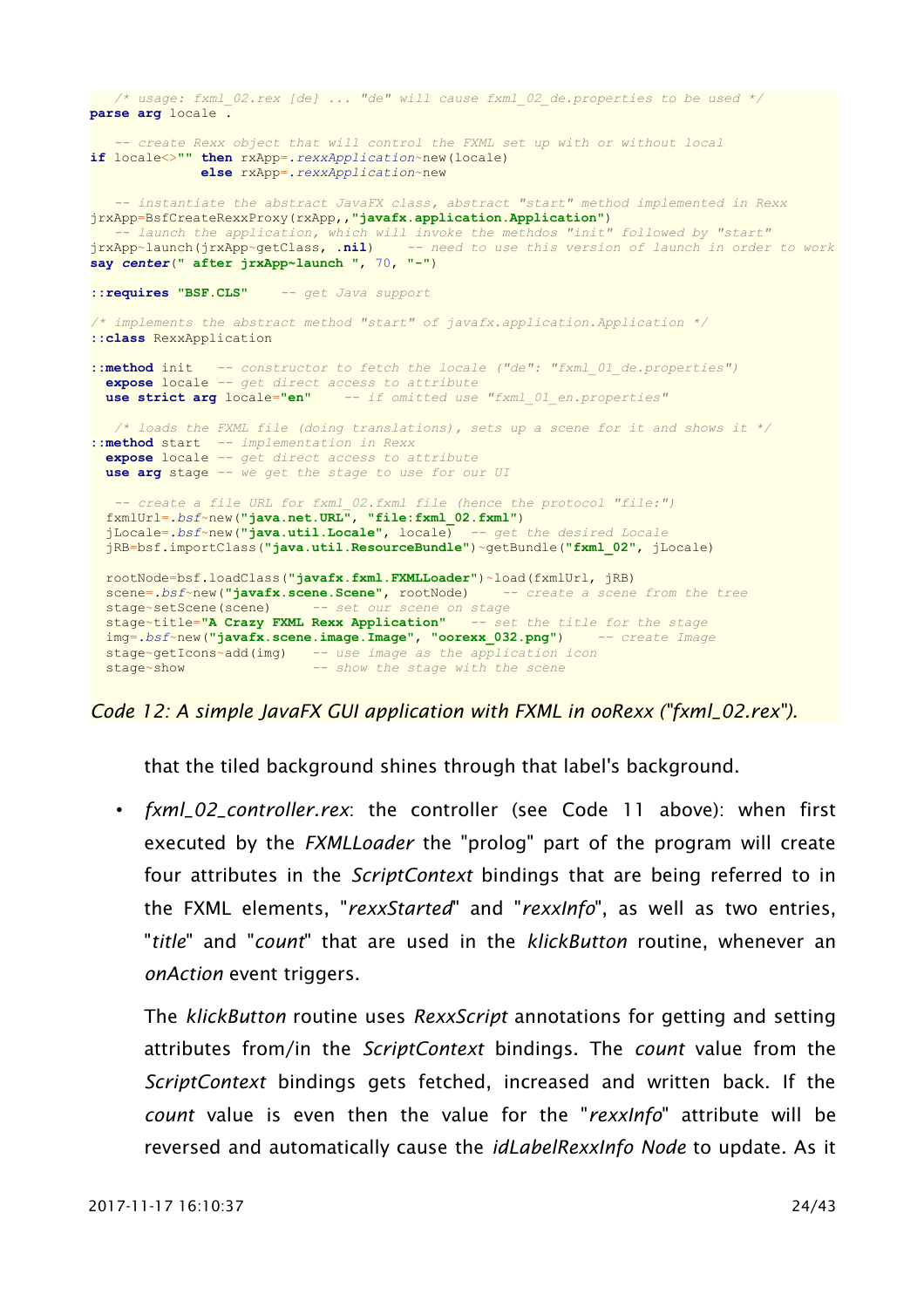```
   /* usage: fxml_02.rex [de] ... "de" will cause fxml_02_de.properties to be used */
parse arg locale .

   -- create Rexx object that will control the FXML set up with or without local
if locale<>"" then rxApp=.rexxApplication~new(locale)
              else rxApp=.rexxApplication~new

   -- instantiate the abstract JavaFX class, abstract "start" method implemented in Rexx
jrxApp=BsfCreateRexxProxy(rxApp,,"javafx.application.Application")
   -- launch the application, which will invoke the methdos "init" followed by "start"
jrxApp~launch(jrxApp~getClass, .nil)    -- need to use this version of launch in order to work
say center(" after jrxApp~launch ", 70, "-")

::requires "BSF.CLS"    -- get Java support

/* implements the abstract method "start" of javafx.application.Application */
::class RexxApplication

::method init   -- constructor to fetch the locale ("de": "fxml_01_de.properties")
  expose locale -- get direct access to attribute
  use strict arg locale="en"    -- if omitted use "fxml_01_en.properties"

   /* loads the FXML file (doing translations), sets up a scene for it and shows it */
::method start  -- implementation in Rexx
  expose locale -- get direct access to attribute
  use arg stage -- we get the stage to use for our UI

   -- create a file URL for fxml_02.fxml file (hence the protocol "file:")
  fxmlUrl=.bsf~new("java.net.URL", "file:fxml_02.fxml")
  jLocale=.bsf~new("java.util.Locale", locale)  -- get the desired Locale
  jRB=bsf.importClass("java.util.ResourceBundle")~getBundle("fxml_02", jLocale)

  rootNode=bsf.loadClass("javafx.fxml.FXMLLoader")~load(fxmlUrl, jRB)
  scene=.bsf~new("javafx.scene.Scene", rootNode)    -- create a scene from the tree
  stage~setScene(scene)      -- set our scene on stage
  stage~title="A Crazy FXML Rexx Application"    -- set the title for the stage
  img=.bsf~new("javafx.scene.image.Image", "oorexx_032.png")    -- create Image
  stage~getIcons~add(img)    -- use image as the application icon
  stage~show                 -- show the stage with the scene
```

*Code 12: A simple JavaFX GUI application with FXML in ooRexx ("fxml_02.rex").*

that the tiled background shines through that label's background.

- *fxml_02_controller.rex*: the controller (see Code 11 above): when first executed by the *FXMLLoader* the "prolog" part of the program will create four attributes in the *ScriptContext* bindings that are being referred to in the FXML elements, "*rexxStarted*" and "*rexxInfo*", as well as two entries, "*title*" and "*count*" that are used in the *klickButton* routine, whenever an *onAction* event triggers.

  The *klickButton* routine uses *RexxScript* annotations for getting and setting attributes from/in the *ScriptContext* bindings. The *count* value from the *ScriptContext* bindings gets fetched, increased and written back. If the *count* value is even then the value for the "*rexxInfo*" attribute will be reversed and automatically cause the *idLabelRexxInfo Node* to update. As it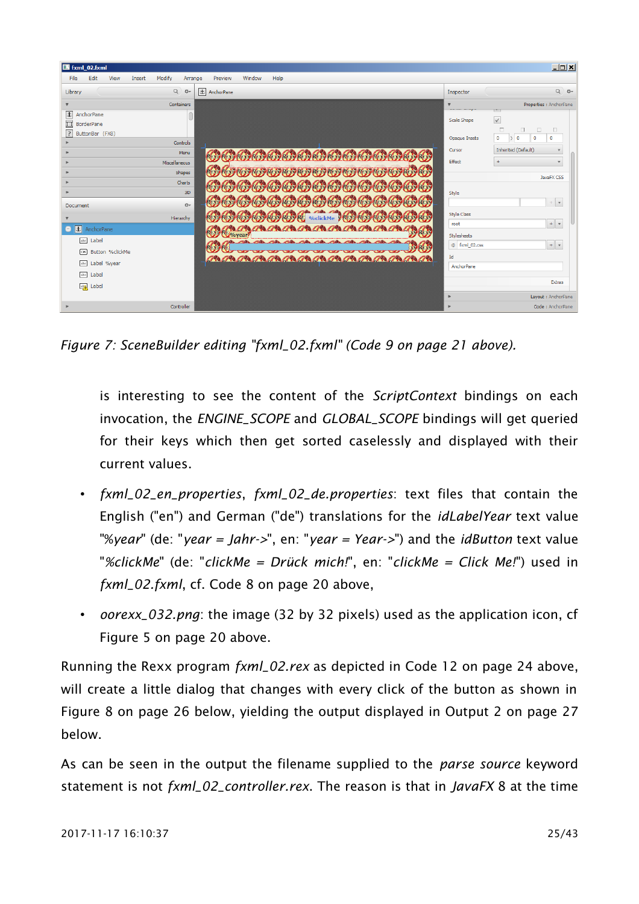*Figure 7: SceneBuilder editing "fxml_02.fxml" (Code 9 on page 21 above).*

is interesting to see the content of the *ScriptContext* bindings on each invocation, the *ENGINE_SCOPE* and *GLOBAL_SCOPE* bindings will get queried for their keys which then get sorted caselessly and displayed with their current values.

- *fxml_02_en_properties*, *fxml_02_de.properties*: text files that contain the English ("en") and German ("de") translations for the *idLabelYear* text value "*%year*" (de: "*year = Jahr->*", en: "*year = Year->*") and the *idButton* text value "*%clickMe*" (de: "*clickMe = Drück mich!*", en: "*clickMe = Click Me!*") used in *fxml_02.fxml*, cf. Code 8 on page 20 above,

- *oorexx_032.png*: the image (32 by 32 pixels) used as the application icon, cf Figure 5 on page 20 above.

Running the Rexx program *fxml_02.rex* as depicted in Code 12 on page 24 above, will create a little dialog that changes with every click of the button as shown in Figure 8 on page 26 below, yielding the output displayed in Output 2 on page 27 below.

As can be seen in the output the filename supplied to the *parse source* keyword statement is not *fxml_02_controller.rex*. The reason is that in *JavaFX* 8 at the time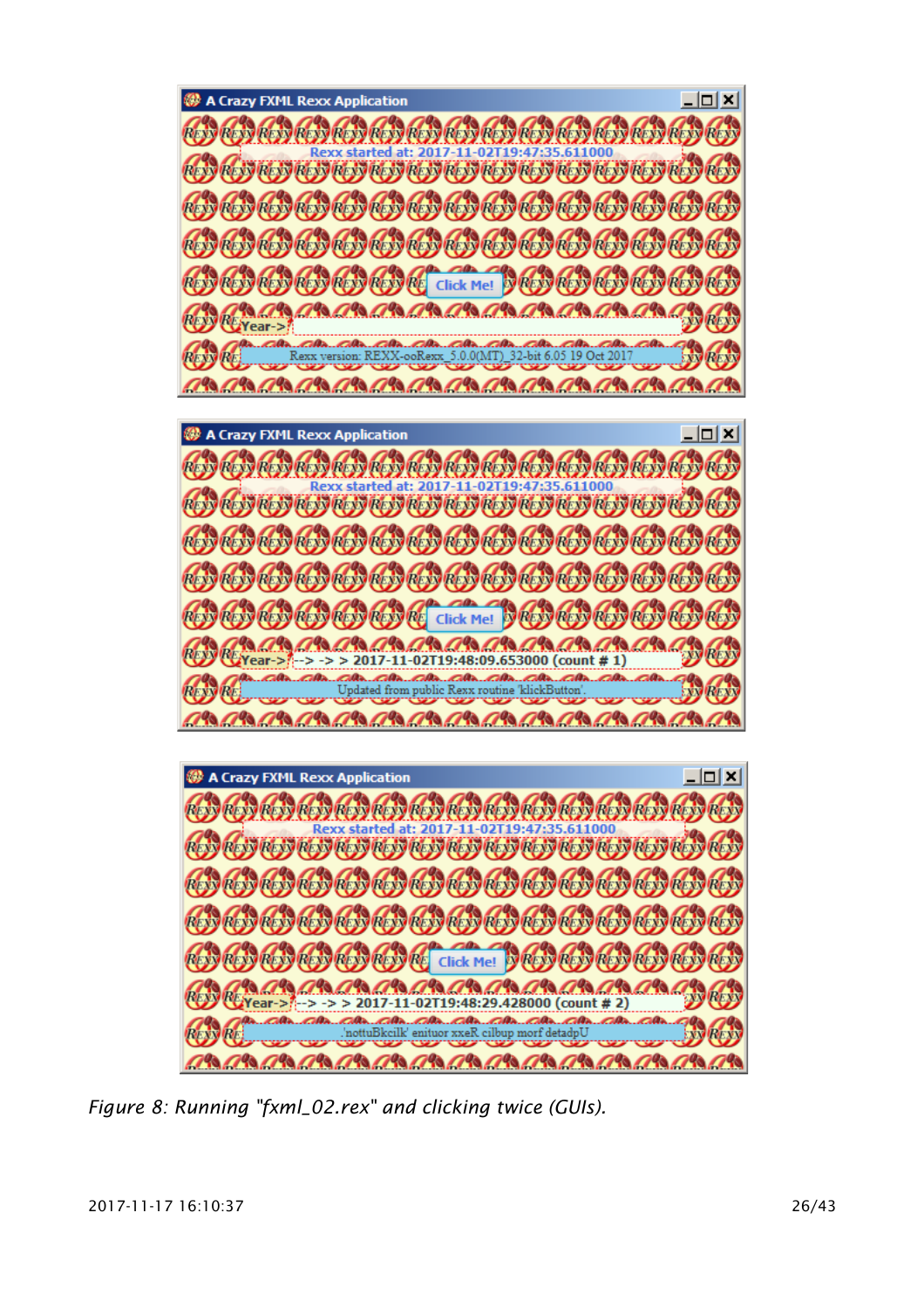*Figure 8: Running "fxml_02.rex" and clicking twice (GUIs).*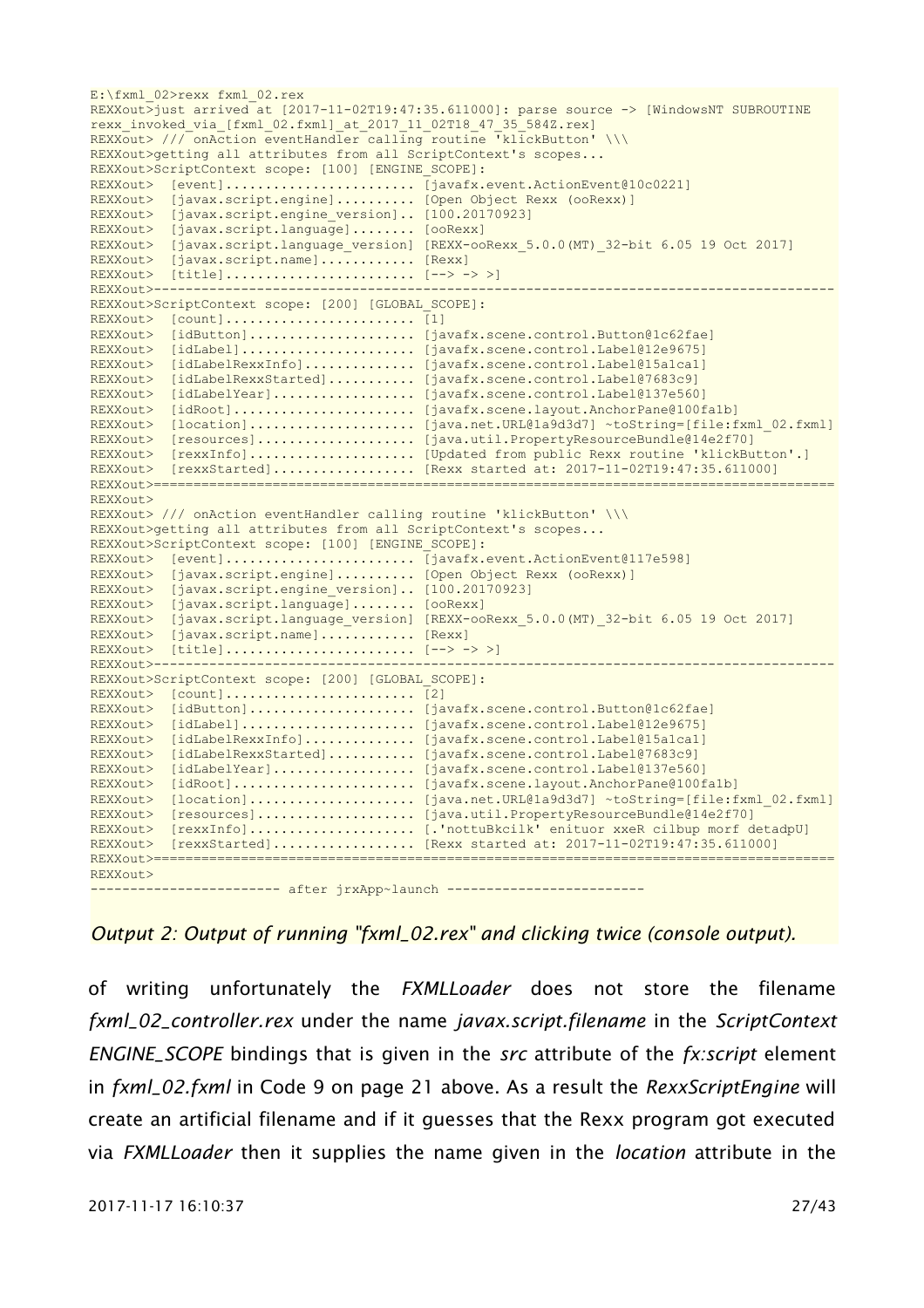```
E:\fxml_02>rexx fxml_02.rex
REXXout>just arrived at [2017-11-02T19:47:35.611000]: parse source -> [WindowsNT SUBROUTINE
rexx_invoked_via_[fxml_02.fxml]_at_2017_11_02T18_47_35_584Z.rex]
REXXout> /// onAction eventHandler calling routine 'klickButton' \\\
REXXout>getting all attributes from all ScriptContext's scopes...
REXXout>ScriptContext scope: [100] [ENGINE_SCOPE]:
REXXout>  [event]....................... [javafx.event.ActionEvent@10c0221]
REXXout>  [javax.script.engine].......... [Open Object Rexx (ooRexx)]
REXXout>  [javax.script.engine_version].. [100.20170923]
REXXout>  [javax.script.language]........ [ooRexx]
REXXout>  [javax.script.language_version] [REXX-ooRexx_5.0.0(MT)_32-bit 6.05 19 Oct 2017]
REXXout>  [javax.script.name]............ [Rexx]
REXXout>  [title]....................... [--> -> >]
REXXout>--------------------------------------------------------------------------------------
REXXout>ScriptContext scope: [200] [GLOBAL_SCOPE]:
REXXout>  [count]....................... [1]
REXXout>  [idButton].................... [javafx.scene.control.Button@1c62fae]
REXXout>  [idLabel]..................... [javafx.scene.control.Label@12e9675]
REXXout>  [idLabelRexxInfo]............. [javafx.scene.control.Label@15a1ca1]
REXXout>  [idLabelRexxStarted].......... [javafx.scene.control.Label@7683c9]
REXXout>  [idLabelYear]................. [javafx.scene.control.Label@137e560]
REXXout>  [idRoot]...................... [javafx.scene.layout.AnchorPane@100fa1b]
REXXout>  [location].................... [java.net.URL@1a9d3d7] ~toString=[file:fxml_02.fxml]
REXXout>  [resources]................... [java.util.PropertyResourceBundle@14e2f70]
REXXout>  [rexxInfo].................... [Updated from public Rexx routine 'klickButton'.]
REXXout>  [rexxStarted]................. [Rexx started at: 2017-11-02T19:47:35.611000]
REXXout>======================================================================================
REXXout>
REXXout> /// onAction eventHandler calling routine 'klickButton' \\\
REXXout>getting all attributes from all ScriptContext's scopes...
REXXout>ScriptContext scope: [100] [ENGINE_SCOPE]:
REXXout>  [event]....................... [javafx.event.ActionEvent@117e598]
REXXout>  [javax.script.engine].......... [Open Object Rexx (ooRexx)]
REXXout>  [javax.script.engine_version].. [100.20170923]
REXXout>  [javax.script.language]........ [ooRexx]
REXXout>  [javax.script.language_version] [REXX-ooRexx_5.0.0(MT)_32-bit 6.05 19 Oct 2017]
REXXout>  [javax.script.name]............ [Rexx]
REXXout>  [title]....................... [--> -> >]
REXXout>--------------------------------------------------------------------------------------
REXXout>ScriptContext scope: [200] [GLOBAL_SCOPE]:
REXXout>  [count]....................... [2]
REXXout>  [idButton].................... [javafx.scene.control.Button@1c62fae]
REXXout>  [idLabel]..................... [javafx.scene.control.Label@12e9675]
REXXout>  [idLabelRexxInfo]............. [javafx.scene.control.Label@15a1ca1]
REXXout>  [idLabelRexxStarted].......... [javafx.scene.control.Label@7683c9]
REXXout>  [idLabelYear]................. [javafx.scene.control.Label@137e560]
REXXout>  [idRoot]...................... [javafx.scene.layout.AnchorPane@100fa1b]
REXXout>  [location].................... [java.net.URL@1a9d3d7] ~toString=[file:fxml_02.fxml]
REXXout>  [resources]................... [java.util.PropertyResourceBundle@14e2f70]
REXXout>  [rexxInfo].................... [.'nottuBkcilk' enituor xxeR cilbup morf detadpU]
REXXout>  [rexxStarted]................. [Rexx started at: 2017-11-02T19:47:35.611000]
REXXout>======================================================================================
REXXout>
------------------------ after jrxApp~launch -------------------------
```

*Output 2: Output of running "fxml_02.rex" and clicking twice (console output).*

of writing unfortunately the *FXMLLoader* does not store the filename *fxml_02_controller.rex* under the name *javax.script.filename* in the *ScriptContext ENGINE_SCOPE* bindings that is given in the *src* attribute of the *fx:script* element in *fxml_02.fxml* in Code 9 on page 21 above. As a result the *RexxScriptEngine* will create an artificial filename and if it guesses that the Rexx program got executed via *FXMLLoader* then it supplies the name given in the *location* attribute in the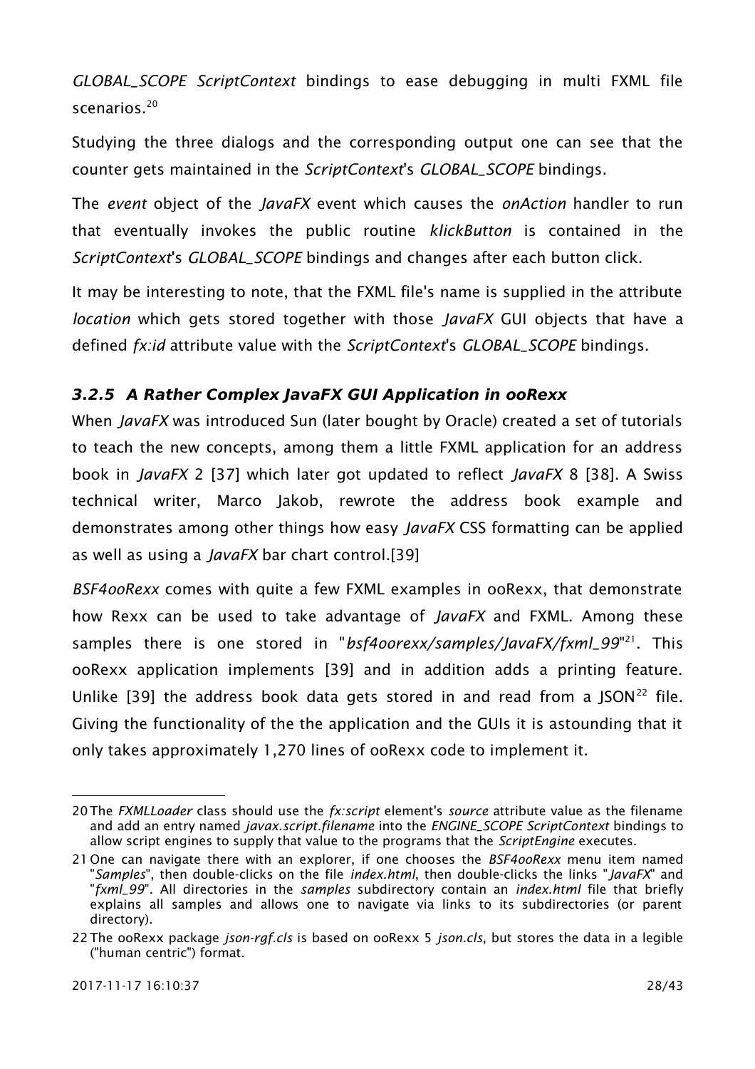*GLOBAL_SCOPE ScriptContext* bindings to ease debugging in multi FXML file scenarios.[20]

Studying the three dialogs and the corresponding output one can see that the counter gets maintained in the *ScriptContext*'s *GLOBAL_SCOPE* bindings.

The *event* object of the *JavaFX* event which causes the *onAction* handler to run that eventually invokes the public routine *klickButton* is contained in the *ScriptContext*'s *GLOBAL_SCOPE* bindings and changes after each button click.

It may be interesting to note, that the FXML file's name is supplied in the attribute *location* which gets stored together with those *JavaFX* GUI objects that have a defined *fx:id* attribute value with the *ScriptContext*'s *GLOBAL_SCOPE* bindings.

### 3.2.5 A Rather Complex JavaFX GUI Application in ooRexx

When *JavaFX* was introduced Sun (later bought by Oracle) created a set of tutorials to teach the new concepts, among them a little FXML application for an address book in *JavaFX* 2 [37] which later got updated to reflect *JavaFX* 8 [38]. A Swiss technical writer, Marco Jakob, rewrote the address book example and demonstrates among other things how easy *JavaFX* CSS formatting can be applied as well as using a *JavaFX* bar chart control.[39]

*BSF4ooRexx* comes with quite a few FXML examples in ooRexx, that demonstrate how Rexx can be used to take advantage of *JavaFX* and FXML. Among these samples there is one stored in "*bsf4oorexx/samples/JavaFX/fxml_99*"[21]. This ooRexx application implements [39] and in addition adds a printing feature. Unlike [39] the address book data gets stored in and read from a JSON[22] file. Giving the functionality of the the application and the GUIs it is astounding that it only takes approximately 1,270 lines of ooRexx code to implement it.

---

20 The *FXMLLoader* class should use the *fx:script* element's *source* attribute value as the filename and add an entry named *javax.script.filename* into the *ENGINE_SCOPE ScriptContext* bindings to allow script engines to supply that value to the programs that the *ScriptEngine* executes.

21 One can navigate there with an explorer, if one chooses the *BSF4ooRexx* menu item named "*Samples*", then double-clicks on the file *index.html*, then double-clicks the links "*JavaFX*" and "*fxml_99*". All directories in the *samples* subdirectory contain an *index.html* file that briefly explains all samples and allows one to navigate via links to its subdirectories (or parent directory).

22 The ooRexx package *json-rgf.cls* is based on ooRexx 5 *json.cls*, but stores the data in a legible ("human centric") format.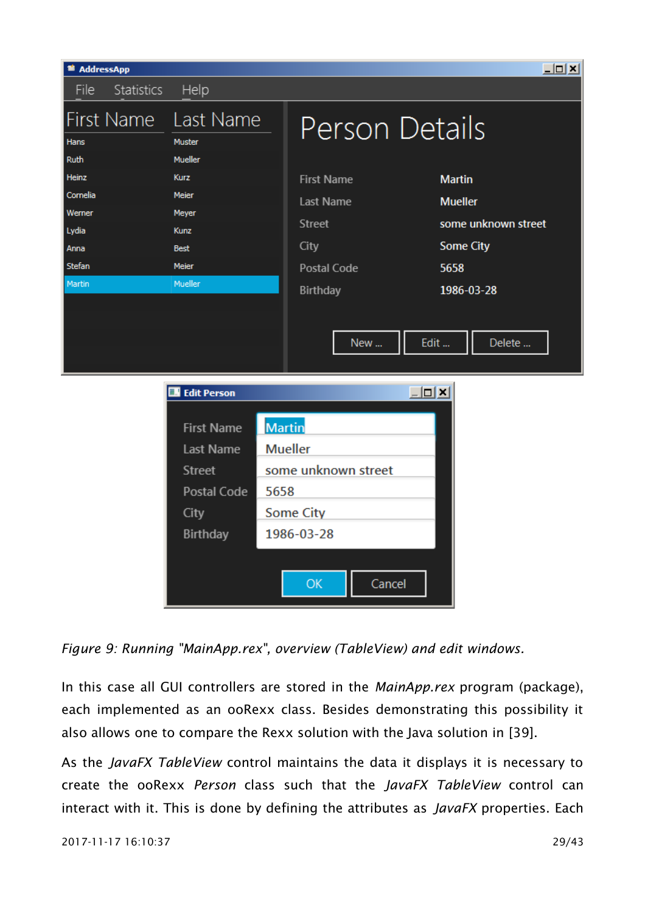*Figure 9: Running "MainApp.rex", overview (TableView) and edit windows.*

In this case all GUI controllers are stored in the *MainApp.rex* program (package), each implemented as an ooRexx class. Besides demonstrating this possibility it also allows one to compare the Rexx solution with the Java solution in [39].

As the *JavaFX TableView* control maintains the data it displays it is necessary to create the ooRexx *Person* class such that the *JavaFX TableView* control can interact with it. This is done by defining the attributes as *JavaFX* properties. Each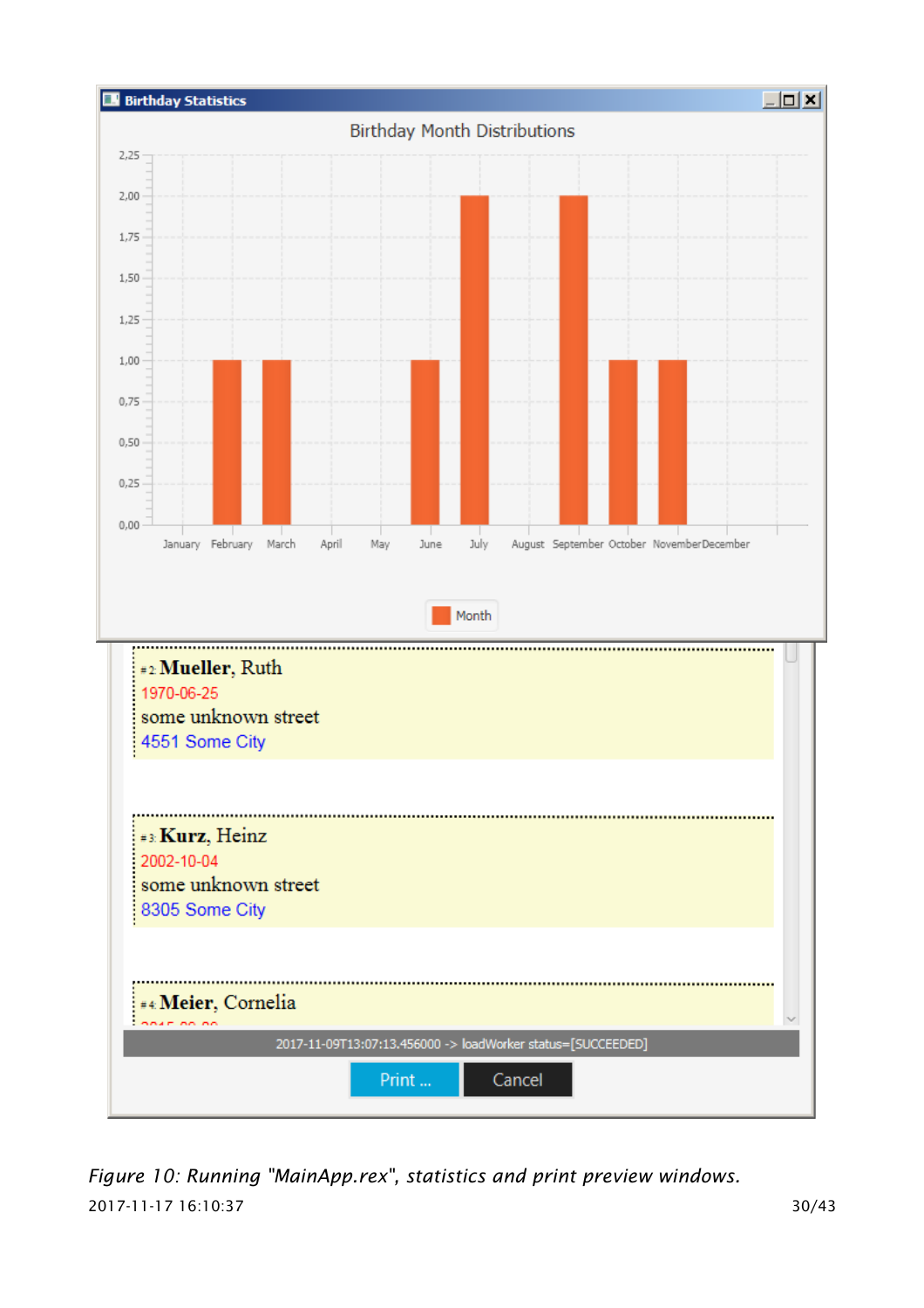*Figure 10: Running "MainApp.rex", statistics and print preview windows.*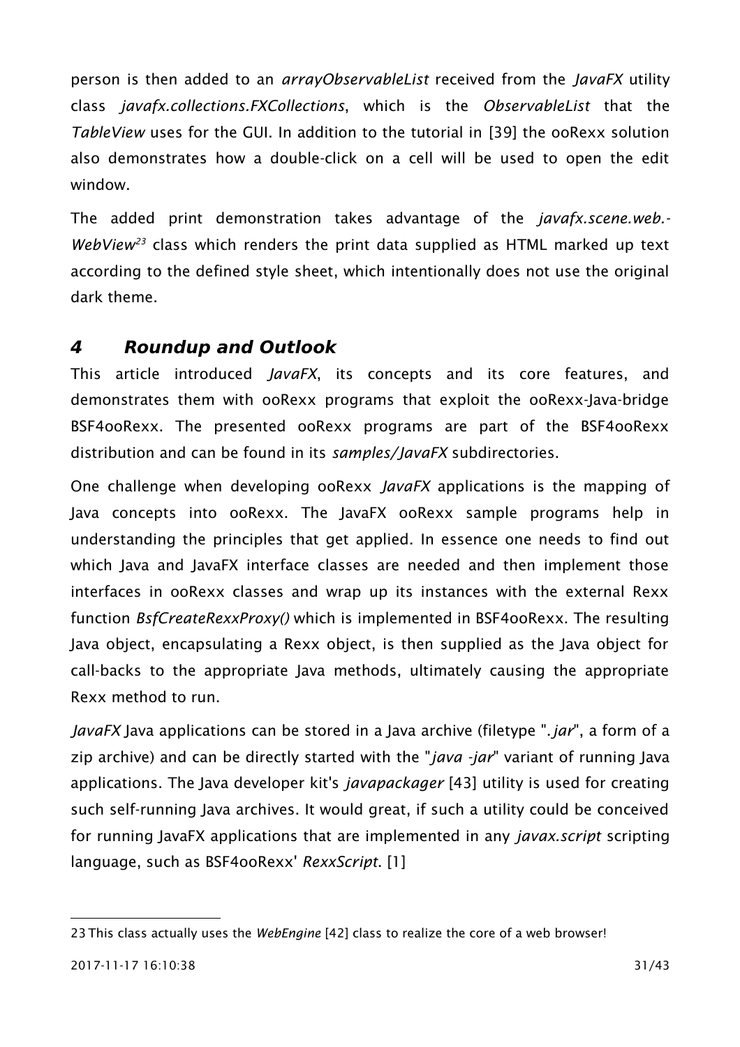person is then added to an *arrayObservableList* received from the *JavaFX* utility class *javafx.collections.FXCollections*, which is the *ObservableList* that the *TableView* uses for the GUI. In addition to the tutorial in [39] the ooRexx solution also demonstrates how a double-click on a cell will be used to open the edit window.

The added print demonstration takes advantage of the *javafx.scene.web.-WebView*[23] class which renders the print data supplied as HTML marked up text according to the defined style sheet, which intentionally does not use the original dark theme.

## 4 Roundup and Outlook

This article introduced *JavaFX*, its concepts and its core features, and demonstrates them with ooRexx programs that exploit the ooRexx-Java-bridge BSF4ooRexx. The presented ooRexx programs are part of the BSF4ooRexx distribution and can be found in its *samples/JavaFX* subdirectories.

One challenge when developing ooRexx *JavaFX* applications is the mapping of Java concepts into ooRexx. The JavaFX ooRexx sample programs help in understanding the principles that get applied. In essence one needs to find out which Java and JavaFX interface classes are needed and then implement those interfaces in ooRexx classes and wrap up its instances with the external Rexx function *BsfCreateRexxProxy()* which is implemented in BSF4ooRexx. The resulting Java object, encapsulating a Rexx object, is then supplied as the Java object for call-backs to the appropriate Java methods, ultimately causing the appropriate Rexx method to run.

*JavaFX* Java applications can be stored in a Java archive (filetype "*.jar*", a form of a zip archive) and can be directly started with the "*java -jar*" variant of running Java applications. The Java developer kit's *javapackager* [43] utility is used for creating such self-running Java archives. It would great, if such a utility could be conceived for running JavaFX applications that are implemented in any *javax.script* scripting language, such as BSF4ooRexx' *RexxScript*. [1]

---

23 This class actually uses the *WebEngine* [42] class to realize the core of a web browser!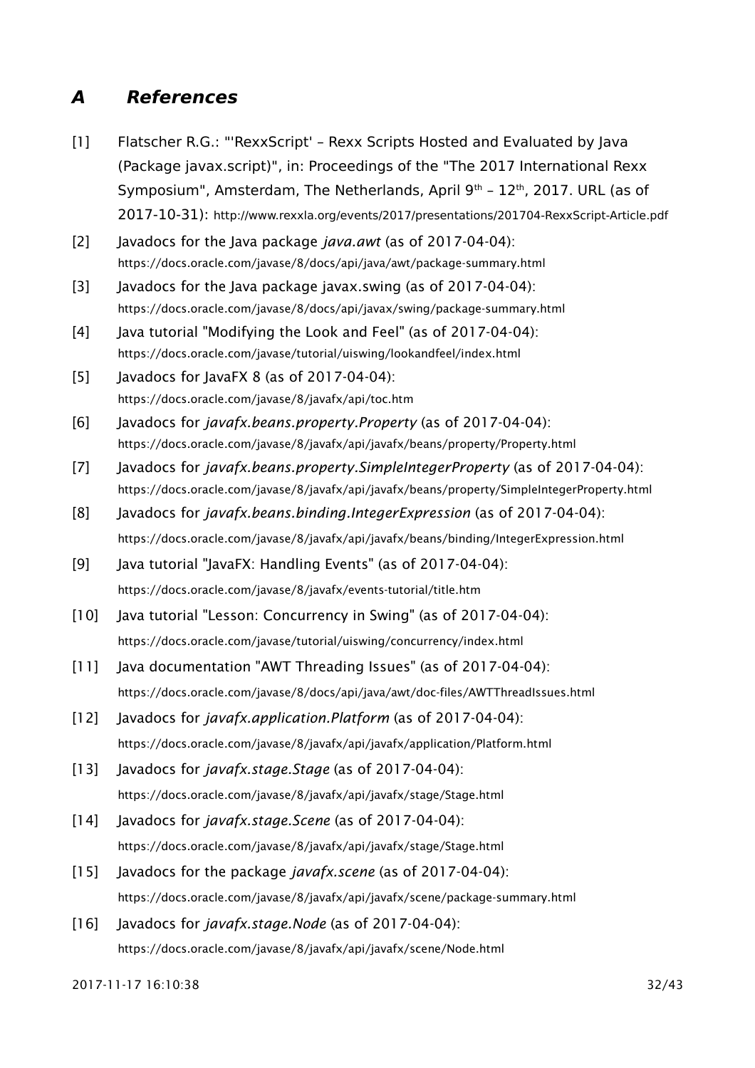# A References

[1] Flatscher R.G.: "'RexxScript' – Rexx Scripts Hosted and Evaluated by Java (Package javax.script)", in: Proceedings of the "The 2017 International Rexx Symposium", Amsterdam, The Netherlands, April 9th – 12th, 2017. URL (as of 2017-10-31): http://www.rexxla.org/events/2017/presentations/201704-RexxScript-Article.pdf

[2] Javadocs for the Java package *java.awt* (as of 2017-04-04): https://docs.oracle.com/javase/8/docs/api/java/awt/package-summary.html

[3] Javadocs for the Java package javax.swing (as of 2017-04-04): https://docs.oracle.com/javase/8/docs/api/javax/swing/package-summary.html

[4] Java tutorial "Modifying the Look and Feel" (as of 2017-04-04): https://docs.oracle.com/javase/tutorial/uiswing/lookandfeel/index.html

[5] Javadocs for JavaFX 8 (as of 2017-04-04): https://docs.oracle.com/javase/8/javafx/api/toc.htm

[6] Javadocs for *javafx.beans.property.Property* (as of 2017-04-04): https://docs.oracle.com/javase/8/javafx/api/javafx/beans/property/Property.html

[7] Javadocs for *javafx.beans.property.SimpleIntegerProperty* (as of 2017-04-04): https://docs.oracle.com/javase/8/javafx/api/javafx/beans/property/SimpleIntegerProperty.html

[8] Javadocs for *javafx.beans.binding.IntegerExpression* (as of 2017-04-04): https://docs.oracle.com/javase/8/javafx/api/javafx/beans/binding/IntegerExpression.html

[9] Java tutorial "JavaFX: Handling Events" (as of 2017-04-04): https://docs.oracle.com/javase/8/javafx/events-tutorial/title.htm

[10] Java tutorial "Lesson: Concurrency in Swing" (as of 2017-04-04): https://docs.oracle.com/javase/tutorial/uiswing/concurrency/index.html

[11] Java documentation "AWT Threading Issues" (as of 2017-04-04): https://docs.oracle.com/javase/8/docs/api/java/awt/doc-files/AWTThreadIssues.html

[12] Javadocs for *javafx.application.Platform* (as of 2017-04-04): https://docs.oracle.com/javase/8/javafx/api/javafx/application/Platform.html

[13] Javadocs for *javafx.stage.Stage* (as of 2017-04-04): https://docs.oracle.com/javase/8/javafx/api/javafx/stage/Stage.html

[14] Javadocs for *javafx.stage.Scene* (as of 2017-04-04): https://docs.oracle.com/javase/8/javafx/api/javafx/stage/Stage.html

[15] Javadocs for the package *javafx.scene* (as of 2017-04-04): https://docs.oracle.com/javase/8/javafx/api/javafx/scene/package-summary.html

[16] Javadocs for *javafx.stage.Node* (as of 2017-04-04): https://docs.oracle.com/javase/8/javafx/api/javafx/scene/Node.html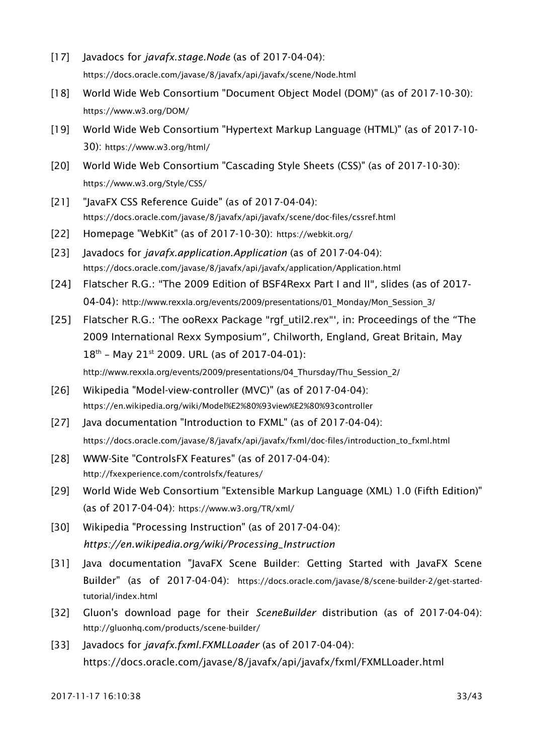[17] Javadocs for *javafx.stage.Node* (as of 2017-04-04): https://docs.oracle.com/javase/8/javafx/api/javafx/scene/Node.html

[18] World Wide Web Consortium "Document Object Model (DOM)" (as of 2017-10-30): https://www.w3.org/DOM/

[19] World Wide Web Consortium "Hypertext Markup Language (HTML)" (as of 2017-10-30): https://www.w3.org/html/

[20] World Wide Web Consortium "Cascading Style Sheets (CSS)" (as of 2017-10-30): https://www.w3.org/Style/CSS/

[21] "JavaFX CSS Reference Guide" (as of 2017-04-04): https://docs.oracle.com/javase/8/javafx/api/javafx/scene/doc-files/cssref.html

[22] Homepage "WebKit" (as of 2017-10-30): https://webkit.org/

[23] Javadocs for *javafx.application.Application* (as of 2017-04-04): https://docs.oracle.com/javase/8/javafx/api/javafx/application/Application.html

[24] Flatscher R.G.: "The 2009 Edition of BSF4Rexx Part I and II", slides (as of 2017-04-04): http://www.rexxla.org/events/2009/presentations/01_Monday/Mon_Session_3/

[25] Flatscher R.G.: 'The ooRexx Package "rgf_util2.rex"', in: Proceedings of the "The 2009 International Rexx Symposium", Chilworth, England, Great Britain, May 18th – May 21st 2009. URL (as of 2017-04-01): http://www.rexxla.org/events/2009/presentations/04_Thursday/Thu_Session_2/

[26] Wikipedia "Model-view-controller (MVC)" (as of 2017-04-04): https://en.wikipedia.org/wiki/Model%E2%80%93view%E2%80%93controller

[27] Java documentation "Introduction to FXML" (as of 2017-04-04): https://docs.oracle.com/javase/8/javafx/api/javafx/fxml/doc-files/introduction_to_fxml.html

[28] WWW-Site "ControlsFX Features" (as of 2017-04-04): http://fxexperience.com/controlsfx/features/

[29] World Wide Web Consortium "Extensible Markup Language (XML) 1.0 (Fifth Edition)" (as of 2017-04-04): https://www.w3.org/TR/xml/

[30] Wikipedia "Processing Instruction" (as of 2017-04-04): *https://en.wikipedia.org/wiki/Processing_Instruction*

[31] Java documentation "JavaFX Scene Builder: Getting Started with JavaFX Scene Builder" (as of 2017-04-04): https://docs.oracle.com/javase/8/scene-builder-2/get-started-tutorial/index.html

[32] Gluon's download page for their *SceneBuilder* distribution (as of 2017-04-04): http://gluonhq.com/products/scene-builder/

[33] Javadocs for *javafx.fxml.FXMLLoader* (as of 2017-04-04): https://docs.oracle.com/javase/8/javafx/api/javafx/fxml/FXMLLoader.html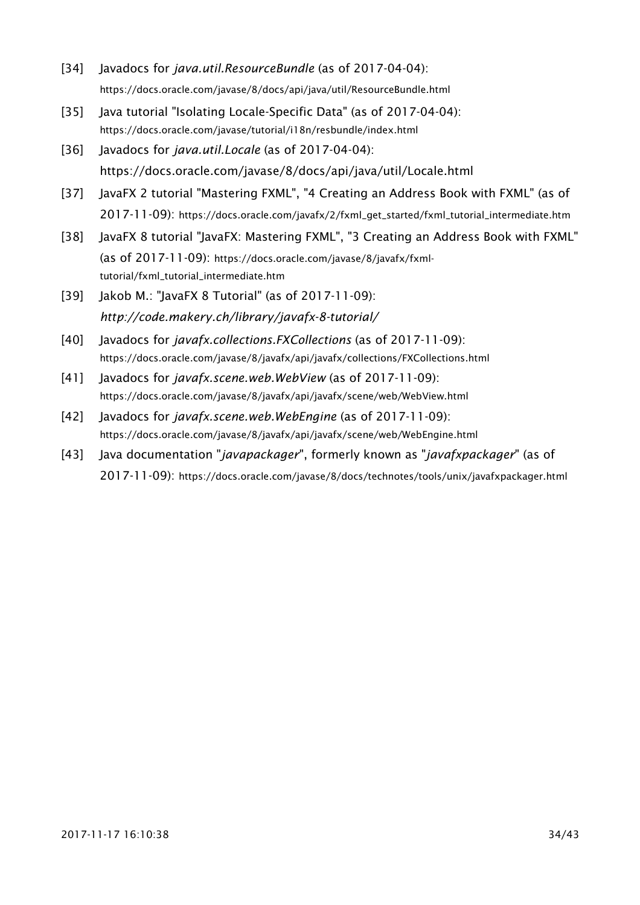[34] Javadocs for *java.util.ResourceBundle* (as of 2017-04-04): https://docs.oracle.com/javase/8/docs/api/java/util/ResourceBundle.html

[35] Java tutorial "Isolating Locale-Specific Data" (as of 2017-04-04): https://docs.oracle.com/javase/tutorial/i18n/resbundle/index.html

[36] Javadocs for *java.util.Locale* (as of 2017-04-04): https://docs.oracle.com/javase/8/docs/api/java/util/Locale.html

[37] JavaFX 2 tutorial "Mastering FXML", "4 Creating an Address Book with FXML" (as of 2017-11-09): https://docs.oracle.com/javafx/2/fxml_get_started/fxml_tutorial_intermediate.htm

[38] JavaFX 8 tutorial "JavaFX: Mastering FXML", "3 Creating an Address Book with FXML" (as of 2017-11-09): https://docs.oracle.com/javase/8/javafx/fxml-tutorial/fxml_tutorial_intermediate.htm

[39] Jakob M.: "JavaFX 8 Tutorial" (as of 2017-11-09): *http://code.makery.ch/library/javafx-8-tutorial/*

[40] Javadocs for *javafx.collections.FXCollections* (as of 2017-11-09): https://docs.oracle.com/javase/8/javafx/api/javafx/collections/FXCollections.html

[41] Javadocs for *javafx.scene.web.WebView* (as of 2017-11-09): https://docs.oracle.com/javase/8/javafx/api/javafx/scene/web/WebView.html

[42] Javadocs for *javafx.scene.web.WebEngine* (as of 2017-11-09): https://docs.oracle.com/javase/8/javafx/api/javafx/scene/web/WebEngine.html

[43] Java documentation "*javapackager*", formerly known as "*javafxpackager*" (as of 2017-11-09): https://docs.oracle.com/javase/8/docs/technotes/tools/unix/javafxpackager.html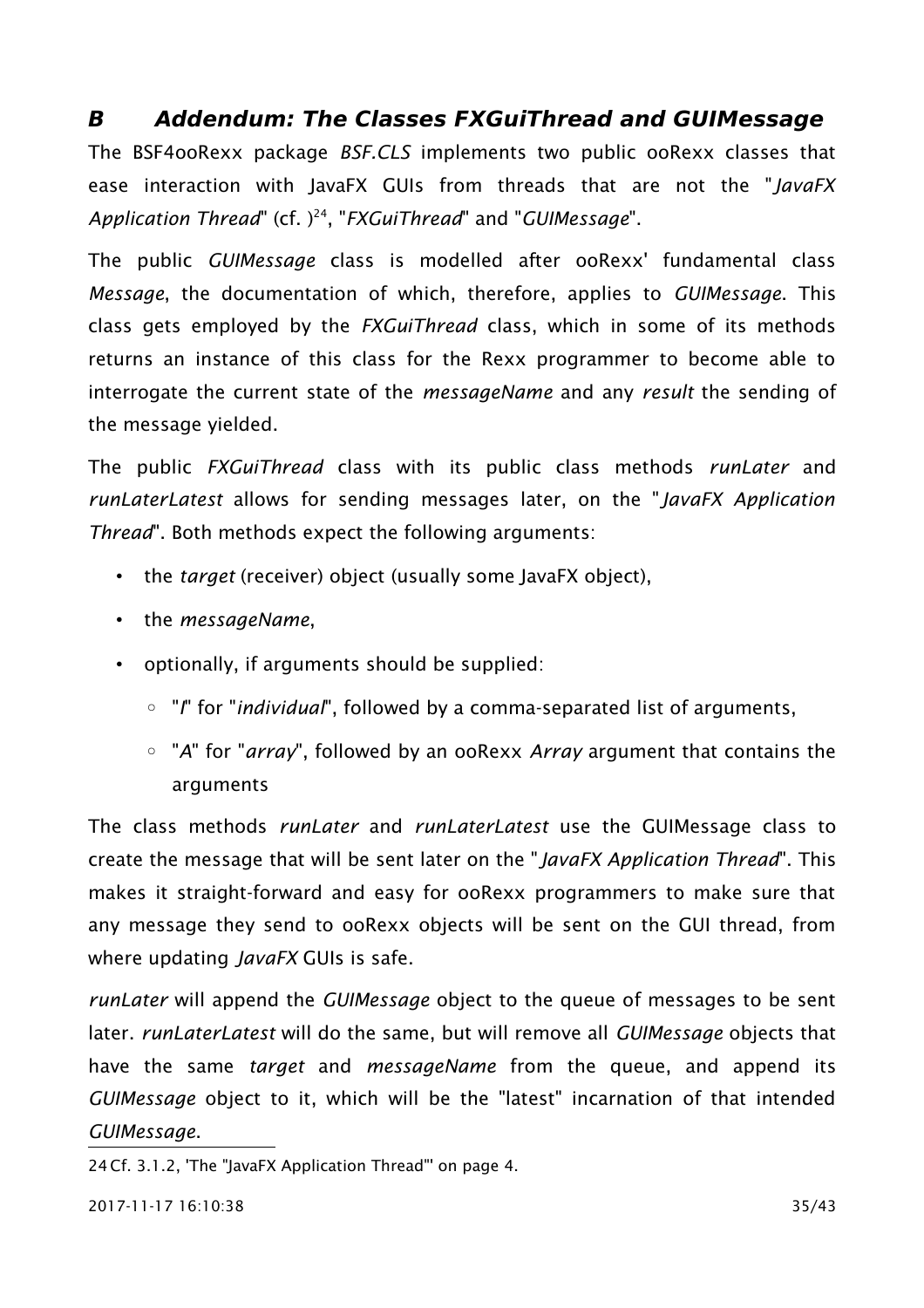## *B Addendum: The Classes FXGuiThread and GUIMessage*

The BSF4ooRexx package *BSF.CLS* implements two public ooRexx classes that ease interaction with JavaFX GUIs from threads that are not the "*JavaFX Application Thread*" (cf. )[24], "*FXGuiThread*" and "*GUIMessage*".

The public *GUIMessage* class is modelled after ooRexx' fundamental class *Message*, the documentation of which, therefore, applies to *GUIMessage*. This class gets employed by the *FXGuiThread* class, which in some of its methods returns an instance of this class for the Rexx programmer to become able to interrogate the current state of the *messageName* and any *result* the sending of the message yielded.

The public *FXGuiThread* class with its public class methods *runLater* and *runLaterLatest* allows for sending messages later, on the "*JavaFX Application Thread*". Both methods expect the following arguments:

- the *target* (receiver) object (usually some JavaFX object),
- the *messageName*,
- optionally, if arguments should be supplied:
  - "*I*" for "*individual*", followed by a comma-separated list of arguments,
  - "*A*" for "*array*", followed by an ooRexx *Array* argument that contains the arguments

The class methods *runLater* and *runLaterLatest* use the GUIMessage class to create the message that will be sent later on the "*JavaFX Application Thread*". This makes it straight-forward and easy for ooRexx programmers to make sure that any message they send to ooRexx objects will be sent on the GUI thread, from where updating *JavaFX* GUIs is safe.

*runLater* will append the *GUIMessage* object to the queue of messages to be sent later. *runLaterLatest* will do the same, but will remove all *GUIMessage* objects that have the same *target* and *messageName* from the queue, and append its *GUIMessage* object to it, which will be the "latest" incarnation of that intended *GUIMessage*.

---

[24] Cf. 3.1.2, 'The "JavaFX Application Thread"' on page 4.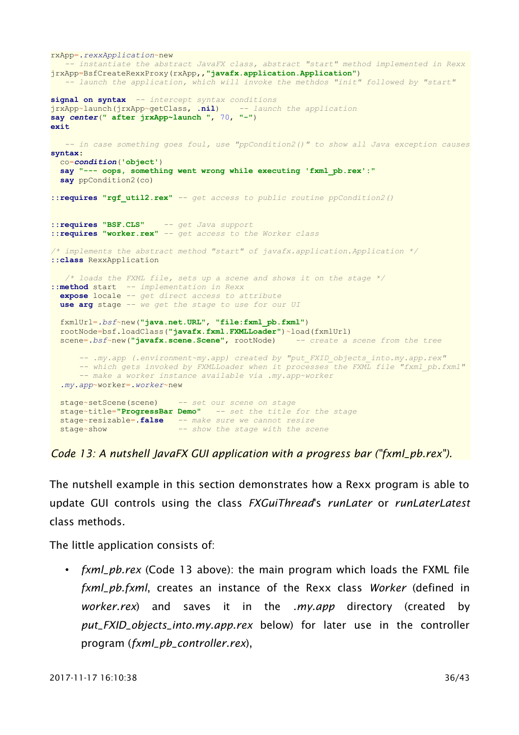```
rxApp=.rexxApplication~new
   -- instantiate the abstract JavaFX class, abstract "start" method implemented in Rexx
jrxApp=BsfCreateRexxProxy(rxApp,,"javafx.application.Application")
   -- launch the application, which will invoke the methdos "init" followed by "start"

signal on syntax  -- intercept syntax conditions
jrxApp~launch(jrxApp~getClass, .nil)    -- launch the application
say center(" after jrxApp~launch ", 70, "-")
exit

   -- in case something goes foul, use "ppCondition2()" to show all Java exception causes
syntax:
  co=condition('object')
  say "--- oops, something went wrong while executing 'fxml_pb.rex':"
  say ppCondition2(co)

::requires "rgf_util2.rex" -- get access to public routine ppCondition2()


::requires "BSF.CLS"    -- get Java support
::requires "worker.rex" -- get access to the Worker class

/* implements the abstract method "start" of javafx.application.Application */
::class RexxApplication

   /* loads the FXML file, sets up a scene and shows it on the stage */
::method start  -- implementation in Rexx
  expose locale -- get direct access to attribute
  use arg stage -- we get the stage to use for our UI

  fxmlUrl=.bsf~new("java.net.URL", "file:fxml_pb.fxml")
  rootNode=bsf.loadClass("javafx.fxml.FXMLLoader")~load(fxmlUrl)
  scene=.bsf~new("javafx.scene.Scene", rootNode)    -- create a scene from the tree

      -- .my.app (.environment~my.app) created by "put_FXID_objects_into.my.app.rex"
      -- which gets invoked by FXMLLoader when it processes the FXML file "fxml_pb.fxml"
      -- make a worker instance available via .my.app~worker
  .my.app~worker=.worker~new

  stage~setScene(scene)    -- set our scene on stage
  stage~title="ProgressBar Demo"   -- set the title for the stage
  stage~resizable=.false   -- make sure we cannot resize
  stage~show               -- show the stage with the scene
```

*Code 13: A nutshell JavaFX GUI application with a progress bar ("fxml_pb.rex").*

The nutshell example in this section demonstrates how a Rexx program is able to update GUI controls using the class *FXGuiThread*'s *runLater* or *runLaterLatest* class methods.

The little application consists of:

- *fxml_pb.rex* (Code 13 above): the main program which loads the FXML file *fxml_pb.fxml*, creates an instance of the Rexx class *Worker* (defined in *worker.rex*) and saves it in the *.my.app* directory (created by *put_FXID_objects_into.my.app.rex* below) for later use in the controller program (*fxml_pb_controller.rex*),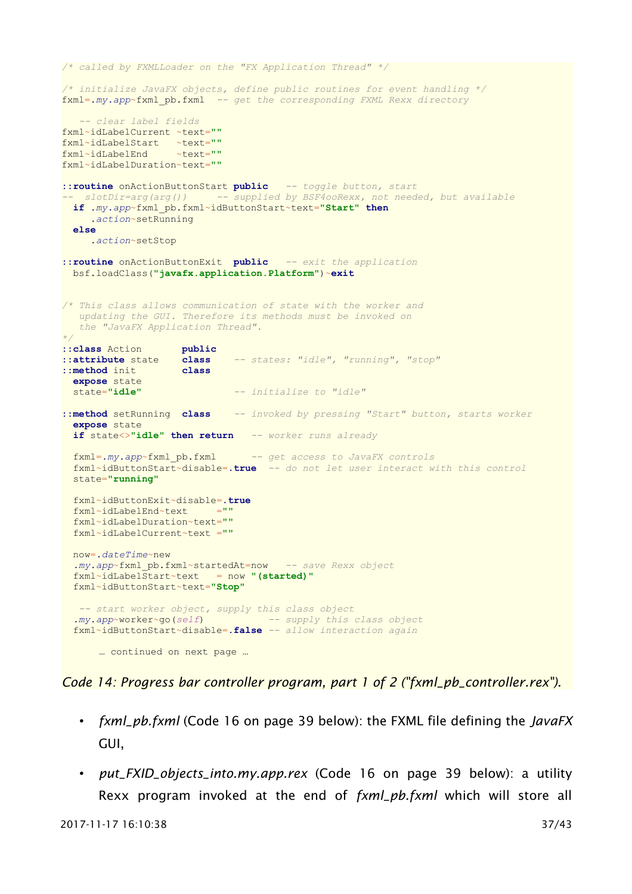```
/* called by FXMLLoader on the "FX Application Thread" */

/* initialize JavaFX objects, define public routines for event handling */
fxml=.my.app~fxml_pb.fxml  -- get the corresponding FXML Rexx directory

   -- clear label fields
fxml~idLabelCurrent ~text=""
fxml~idLabelStart   ~text=""
fxml~idLabelEnd     ~text=""
fxml~idLabelDuration~text=""

::routine onActionButtonStart public   -- toggle button, start
--  slotDir=arg(arg())      -- supplied by BSF4ooRexx, not needed, but available
  if .my.app~fxml_pb.fxml~idButtonStart~text="Start" then
     .action~setRunning
  else
     .action~setStop

::routine onActionButtonExit  public   -- exit the application
  bsf.loadClass("javafx.application.Platform")~exit


/* This class allows communication of state with the worker and
   updating the GUI. Therefore its methods must be invoked on
   the "JavaFX Application Thread".
*/
::class Action       public
::attribute state    class    -- states: "idle", "running", "stop"
::method init        class
  expose state
  state="idle"                -- initialize to "idle"

::method setRunning  class    -- invoked by pressing "Start" button, starts worker
  expose state
  if state<>"idle" then return   -- worker runs already

  fxml=.my.app~fxml_pb.fxml      -- get access to JavaFX controls
  fxml~idButtonStart~disable=.true  -- do not let user interact with this control
  state="running"

  fxml~idButtonExit~disable=.true
  fxml~idLabelEnd~text      =""
  fxml~idLabelDuration~text=""
  fxml~idLabelCurrent~text =""

  now=.dateTime~new
  .my.app~fxml_pb.fxml~startedAt=now   -- save Rexx object
  fxml~idLabelStart~text   = now "(started)"
  fxml~idButtonStart~text="Stop"

   -- start worker object, supply this class object
  .my.app~worker~go(self)          -- supply this class object
  fxml~idButtonStart~disable=.false -- allow interaction again

      … continued on next page …
```

*Code 14: Progress bar controller program, part 1 of 2 ("fxml_pb_controller.rex").*

- *fxml_pb.fxml* (Code 16 on page 39 below): the FXML file defining the *JavaFX* GUI,
- *put_FXID_objects_into.my.app.rex* (Code 16 on page 39 below): a utility Rexx program invoked at the end of *fxml_pb.fxml* which will store all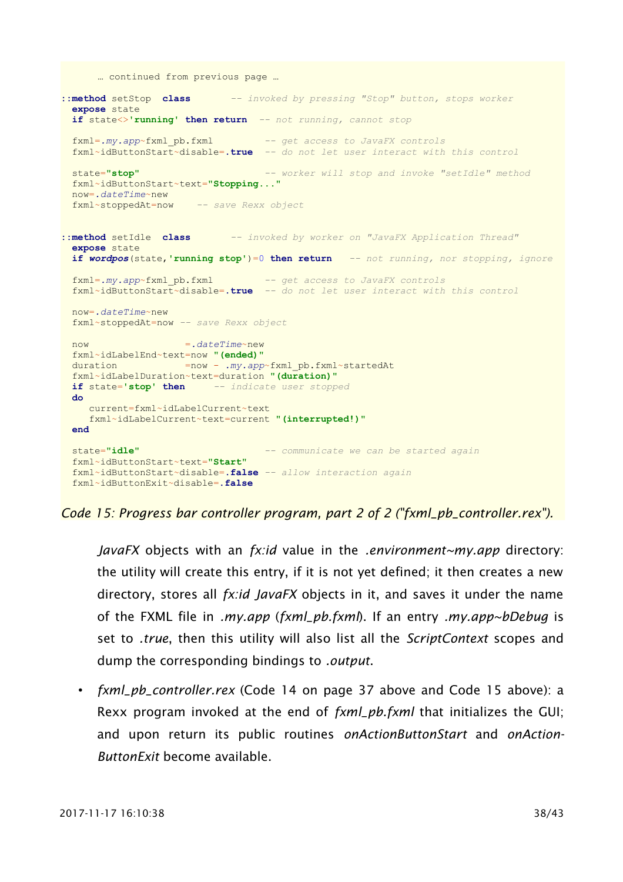```
… continued from previous page …

::method setStop  class       -- invoked by pressing "Stop" button, stops worker
  expose state
  if state<>'running' then return   -- not running, cannot stop

  fxml=.my.app~fxml_pb.fxml          -- get access to JavaFX controls
  fxml~idButtonStart~disable=.true   -- do not let user interact with this control

  state="stop"                       -- worker will stop and invoke "setIdle" method
  fxml~idButtonStart~text="Stopping..."
  now=.dateTime~new
  fxml~stoppedAt=now     -- save Rexx object


::method setIdle  class       -- invoked by worker on "JavaFX Application Thread"
  expose state
  if wordpos(state,'running stop')=0 then return    -- not running, nor stopping, ignore

  fxml=.my.app~fxml_pb.fxml          -- get access to JavaFX controls
  fxml~idButtonStart~disable=.true   -- do not let user interact with this control

  now=.dateTime~new
  fxml~stoppedAt=now -- save Rexx object

  now                =.dateTime~new
  fxml~idLabelEnd~text=now "(ended)"
  duration           =now - .my.app~fxml_pb.fxml~startedAt
  fxml~idLabelDuration~text=duration "(duration)"
  if state='stop' then      -- indicate user stopped
  do
     current=fxml~idLabelCurrent~text
     fxml~idLabelCurrent~text=current "(interrupted!)"
  end

  state="idle"                       -- communicate we can be started again
  fxml~idButtonStart~text="Start"
  fxml~idButtonStart~disable=.false -- allow interaction again
  fxml~idButtonExit~disable=.false
```

*Code 15: Progress bar controller program, part 2 of 2 ("fxml_pb_controller.rex").*

*JavaFX* objects with an *fx:id* value in the *.environment~my.app* directory: the utility will create this entry, if it is not yet defined; it then creates a new directory, stores all *fx:id JavaFX* objects in it, and saves it under the name of the FXML file in *.my.app* (*fxml_pb.fxml*). If an entry *.my.app~bDebug* is set to *.true*, then this utility will also list all the *ScriptContext* scopes and dump the corresponding bindings to *.output*.

- *fxml_pb_controller.rex* (Code 14 on page 37 above and Code 15 above): a Rexx program invoked at the end of *fxml_pb.fxml* that initializes the GUI; and upon return its public routines *onActionButtonStart* and *onActionButtonExit* become available.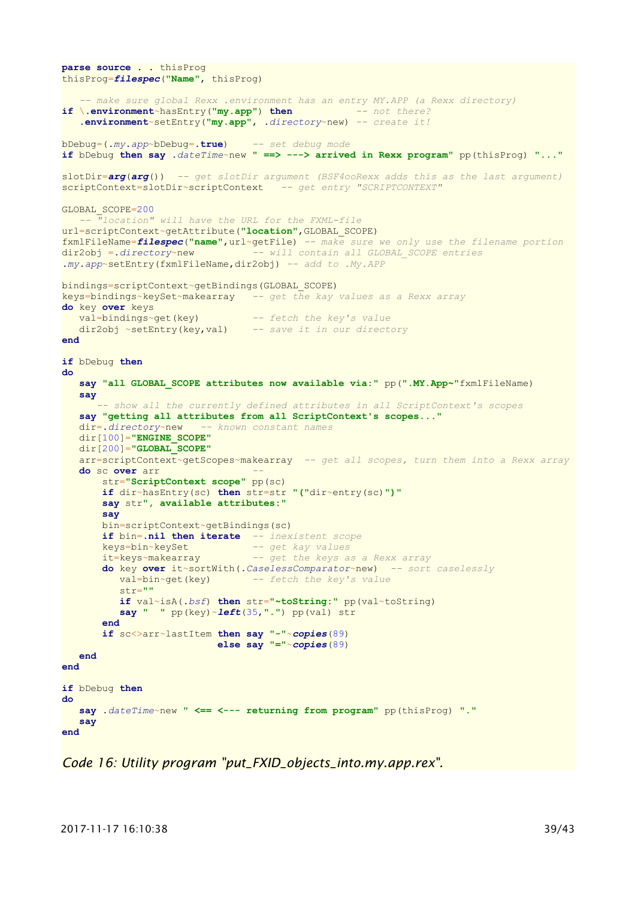```
parse source . . thisProg
thisProg=filespec("Name", thisProg)

   -- make sure global Rexx .environment has an entry MY.APP (a Rexx directory)
if \.environment~hasEntry("my.app") then           -- not there?
   .environment~setEntry("my.app", .directory~new) -- create it!

bDebug=(.my.app~bDebug=.true)    -- set debug mode
if bDebug then say .dateTime~new " ==> ---> arrived in Rexx program" pp(thisProg) "..."

slotDir=arg(arg())  -- get slotDir argument (BSF4ooRexx adds this as the last argument)
scriptContext=slotDir~scriptContext   -- get entry "SCRIPTCONTEXT"

GLOBAL_SCOPE=200
   -- "location" will have the URL for the FXML-file
url=scriptContext~getAttribute("location",GLOBAL_SCOPE)
fxmlFileName=filespec("name",url~getFile) -- make sure we only use the filename portion
dir2obj =.directory~new          -- will contain all GLOBAL_SCOPE entries
.my.app~setEntry(fxmlFileName,dir2obj) -- add to .My.APP

bindings=scriptContext~getBindings(GLOBAL_SCOPE)
keys=bindings~keySet~makearray   -- get the kay values as a Rexx array
do key over keys
   val=bindings~get(key)         -- fetch the key's value
   dir2obj ~setEntry(key,val)    -- save it in our directory
end

if bDebug then
do
   say "all GLOBAL_SCOPE attributes now available via:" pp(".MY.App~"fxmlFileName)
   say
      -- show all the currently defined attributes in all ScriptContext's scopes
   say "getting all attributes from all ScriptContext's scopes..."
   dir=.directory~new   -- known constant names
   dir[100]="ENGINE_SCOPE"
   dir[200]="GLOBAL_SCOPE"
   arr=scriptContext~getScopes~makearray  -- get all scopes, turn them into a Rexx array
   do sc over arr                -- 
       str="ScriptContext scope" pp(sc)
       if dir~hasEntry(sc) then str=str "("dir~entry(sc)")"
       say str", available attributes:"
       say
       bin=scriptContext~getBindings(sc)
       if bin=.nil then iterate  -- inexistent scope
       keys=bin~keySet           -- get kay values
       it=keys~makearray         -- get the keys as a Rexx array
       do key over it~sortWith(.CaselessComparator~new)  -- sort caselessly
          val=bin~get(key)       -- fetch the key's value
          str=""
          if val~isA(.bsf) then str="~toString:" pp(val~toString)
          say "  " pp(key)~left(35,".") pp(val) str
       end
       if sc<>arr~lastItem then say "-"~copies(89)
                           else say "="~copies(89)
   end
end

if bDebug then
do
   say .dateTime~new " <== <--- returning from program" pp(thisProg) "."
   say
end
```

*Code 16: Utility program "put_FXID_objects_into.my.app.rex".*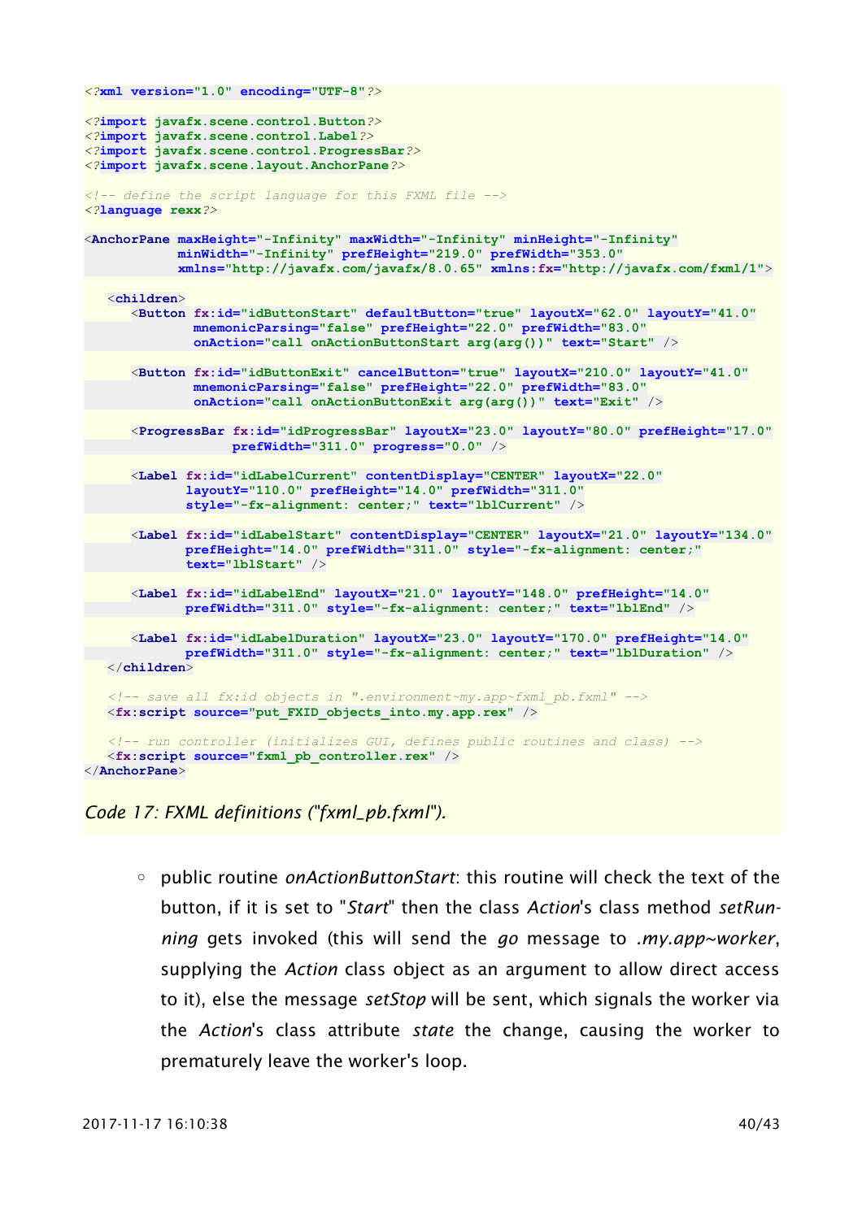```xml
<?xml version="1.0" encoding="UTF-8"?>

<?import javafx.scene.control.Button?>
<?import javafx.scene.control.Label?>
<?import javafx.scene.control.ProgressBar?>
<?import javafx.scene.layout.AnchorPane?>

<!-- define the script language for this FXML file -->
<?language rexx?>

<AnchorPane maxHeight="-Infinity" maxWidth="-Infinity" minHeight="-Infinity"
            minWidth="-Infinity" prefHeight="219.0" prefWidth="353.0"
            xmlns="http://javafx.com/javafx/8.0.65" xmlns:fx="http://javafx.com/fxml/1">

   <children>
      <Button fx:id="idButtonStart" defaultButton="true" layoutX="62.0" layoutY="41.0"
              mnemonicParsing="false" prefHeight="22.0" prefWidth="83.0"
              onAction="call onActionButtonStart arg(arg())" text="Start" />

      <Button fx:id="idButtonExit" cancelButton="true" layoutX="210.0" layoutY="41.0"
              mnemonicParsing="false" prefHeight="22.0" prefWidth="83.0"
              onAction="call onActionButtonExit arg(arg())" text="Exit" />

      <ProgressBar fx:id="idProgressBar" layoutX="23.0" layoutY="80.0" prefHeight="17.0"
                   prefWidth="311.0" progress="0.0" />

      <Label fx:id="idLabelCurrent" contentDisplay="CENTER" layoutX="22.0"
             layoutY="110.0" prefHeight="14.0" prefWidth="311.0"
             style="-fx-alignment: center;" text="lblCurrent" />

      <Label fx:id="idLabelStart" contentDisplay="CENTER" layoutX="21.0" layoutY="134.0"
             prefHeight="14.0" prefWidth="311.0" style="-fx-alignment: center;"
             text="lblStart" />

      <Label fx:id="idLabelEnd" layoutX="21.0" layoutY="148.0" prefHeight="14.0"
             prefWidth="311.0" style="-fx-alignment: center;" text="lblEnd" />

      <Label fx:id="idLabelDuration" layoutX="23.0" layoutY="170.0" prefHeight="14.0"
             prefWidth="311.0" style="-fx-alignment: center;" text="lblDuration" />
   </children>

   <!-- save all fx:id objects in ".environment~my.app~fxml_pb.fxml" -->
   <fx:script source="put_FXID_objects_into.my.app.rex" />

   <!-- run controller (initializes GUI, defines public routines and class) -->
   <fx:script source="fxml_pb_controller.rex" />
</AnchorPane>
```

*Code 17: FXML definitions ("fxml_pb.fxml").*

- public routine *onActionButtonStart*: this routine will check the text of the button, if it is set to "*Start*" then the class *Action*'s class method *setRunning* gets invoked (this will send the *go* message to *.my.app~worker*, supplying the *Action* class object as an argument to allow direct access to it), else the message *setStop* will be sent, which signals the worker via the *Action*'s class attribute *state* the change, causing the worker to prematurely leave the worker's loop.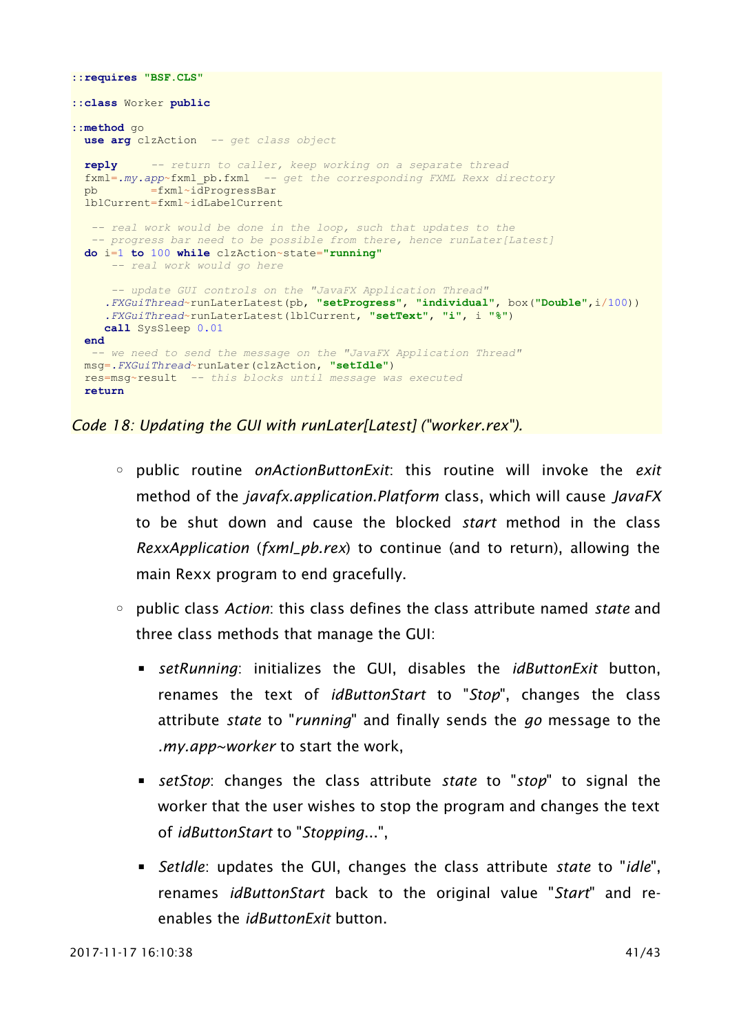```
::requires "BSF.CLS"

::class Worker public

::method go
  use arg clzAction   -- get class object

  reply      -- return to caller, keep working on a separate thread
  fxml=.my.app~fxml_pb.fxml  -- get the corresponding FXML Rexx directory
  pb        =fxml~idProgressBar
  lblCurrent=fxml~idLabelCurrent

   -- real work would be done in the loop, such that updates to the
   -- progress bar need to be possible from there, hence runLater[Latest]
  do i=1 to 100 while clzAction~state="running"
     -- real work would go here

     -- update GUI controls on the "JavaFX Application Thread"
    .FXGuiThread~runLaterLatest(pb, "setProgress", "individual", box("Double",i/100))
    .FXGuiThread~runLaterLatest(lblCurrent, "setText", "i", i "%")
    call SysSleep 0.01
  end
   -- we need to send the message on the "JavaFX Application Thread"
  msg=.FXGuiThread~runLater(clzAction, "setIdle")
  res=msg~result  -- this blocks until message was executed
  return
```

*Code 18: Updating the GUI with runLater[Latest] ("worker.rex").*

- public routine *onActionButtonExit*: this routine will invoke the *exit* method of the *javafx.application.Platform* class, which will cause *JavaFX* to be shut down and cause the blocked *start* method in the class *RexxApplication* (*fxml_pb.rex*) to continue (and to return), allowing the main Rexx program to end gracefully.
- public class *Action*: this class defines the class attribute named *state* and three class methods that manage the GUI:
  - *setRunning*: initializes the GUI, disables the *idButtonExit* button, renames the text of *idButtonStart* to "*Stop*", changes the class attribute *state* to "*running*" and finally sends the *go* message to the *.my.app~worker* to start the work,
  - *setStop*: changes the class attribute *state* to "*stop*" to signal the worker that the user wishes to stop the program and changes the text of *idButtonStart* to "*Stopping...*",
  - *SetIdle*: updates the GUI, changes the class attribute *state* to "*idle*", renames *idButtonStart* back to the original value "*Start*" and re-enables the *idButtonExit* button.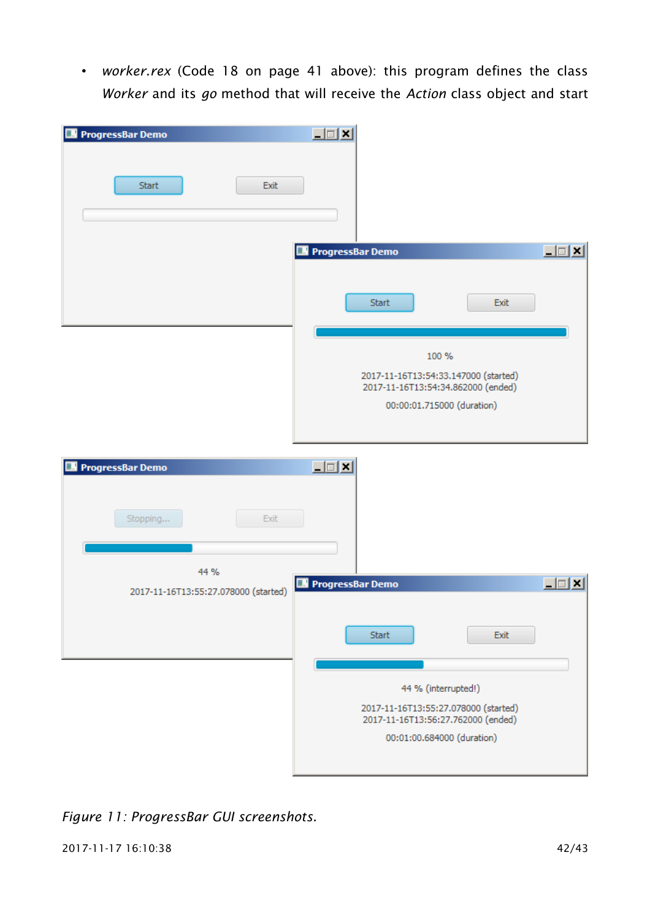- *worker.rex* (Code 18 on page 41 above): this program defines the class *Worker* and its *go* method that will receive the *Action* class object and start

*Figure 11: ProgressBar GUI screenshots.*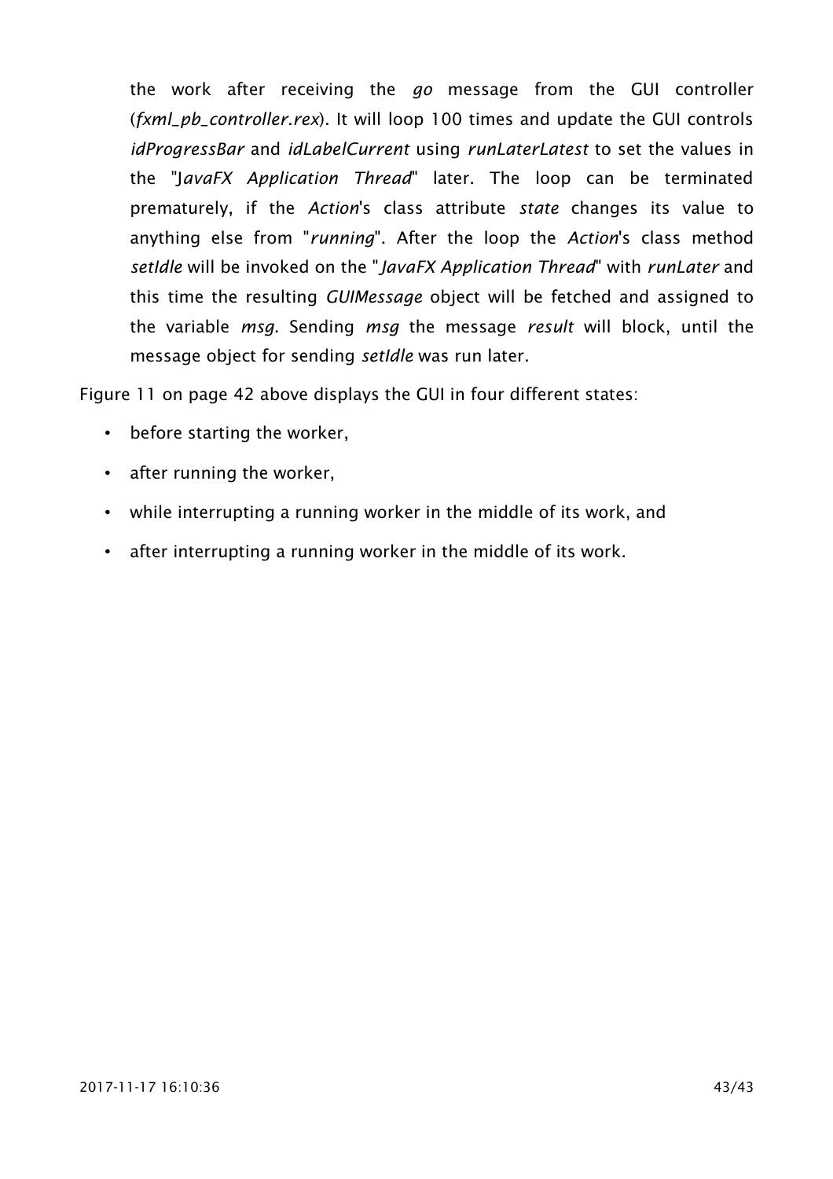the work after receiving the *go* message from the GUI controller (*fxml_pb_controller.rex*). It will loop 100 times and update the GUI controls *idProgressBar* and *idLabelCurrent* using *runLaterLatest* to set the values in the "*JavaFX Application Thread*" later. The loop can be terminated prematurely, if the *Action*'s class attribute *state* changes its value to anything else from "*running*". After the loop the *Action*'s class method *setIdle* will be invoked on the "*JavaFX Application Thread*" with *runLater* and this time the resulting *GUIMessage* object will be fetched and assigned to the variable *msg*. Sending *msg* the message *result* will block, until the message object for sending *setIdle* was run later.

Figure 11 on page 42 above displays the GUI in four different states:

- before starting the worker,
- after running the worker,
- while interrupting a running worker in the middle of its work, and
- after interrupting a running worker in the middle of its work.